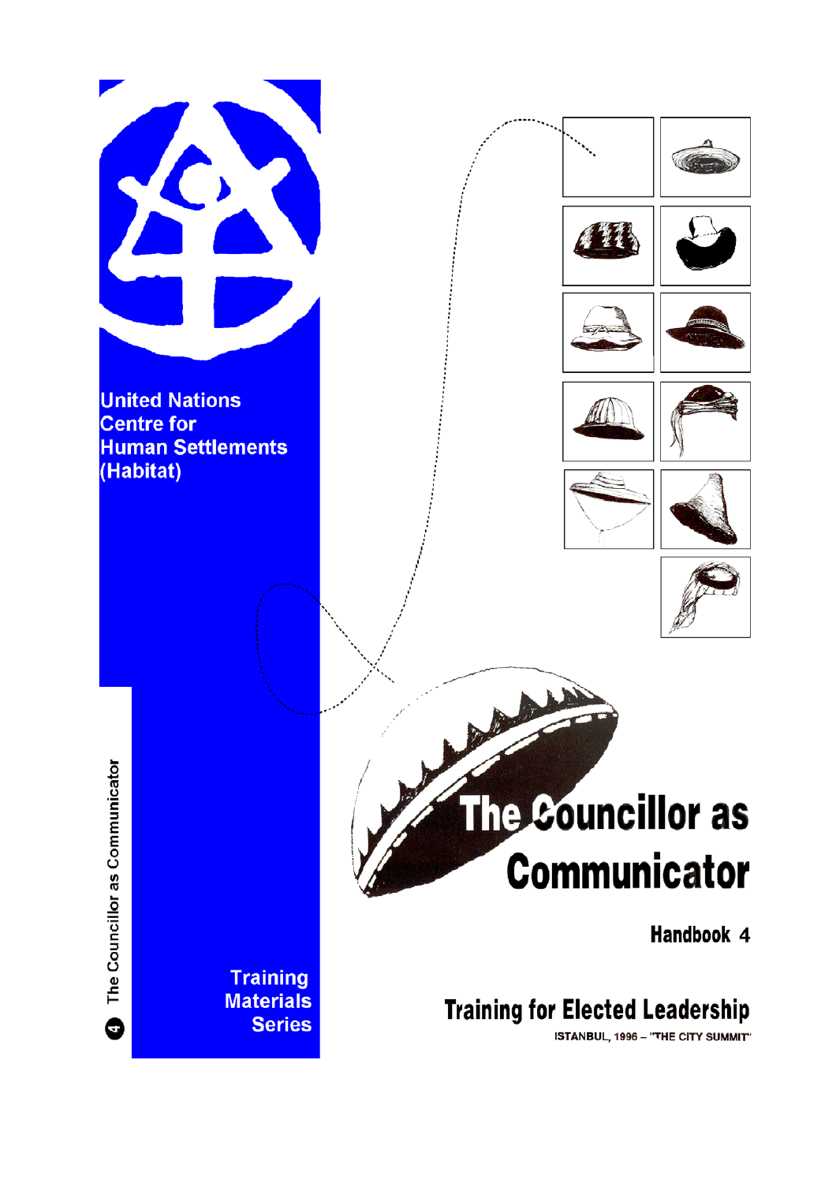United Nations
Centre for
Human Settlements
(Habitat)

# The Councillor as Communicator

## Handbook 4

## Training for Elected Leadership

ISTANBUL, 1996 – "THE CITY SUMMIT"

Training
Materials
Series

4 The Councillor as Communicator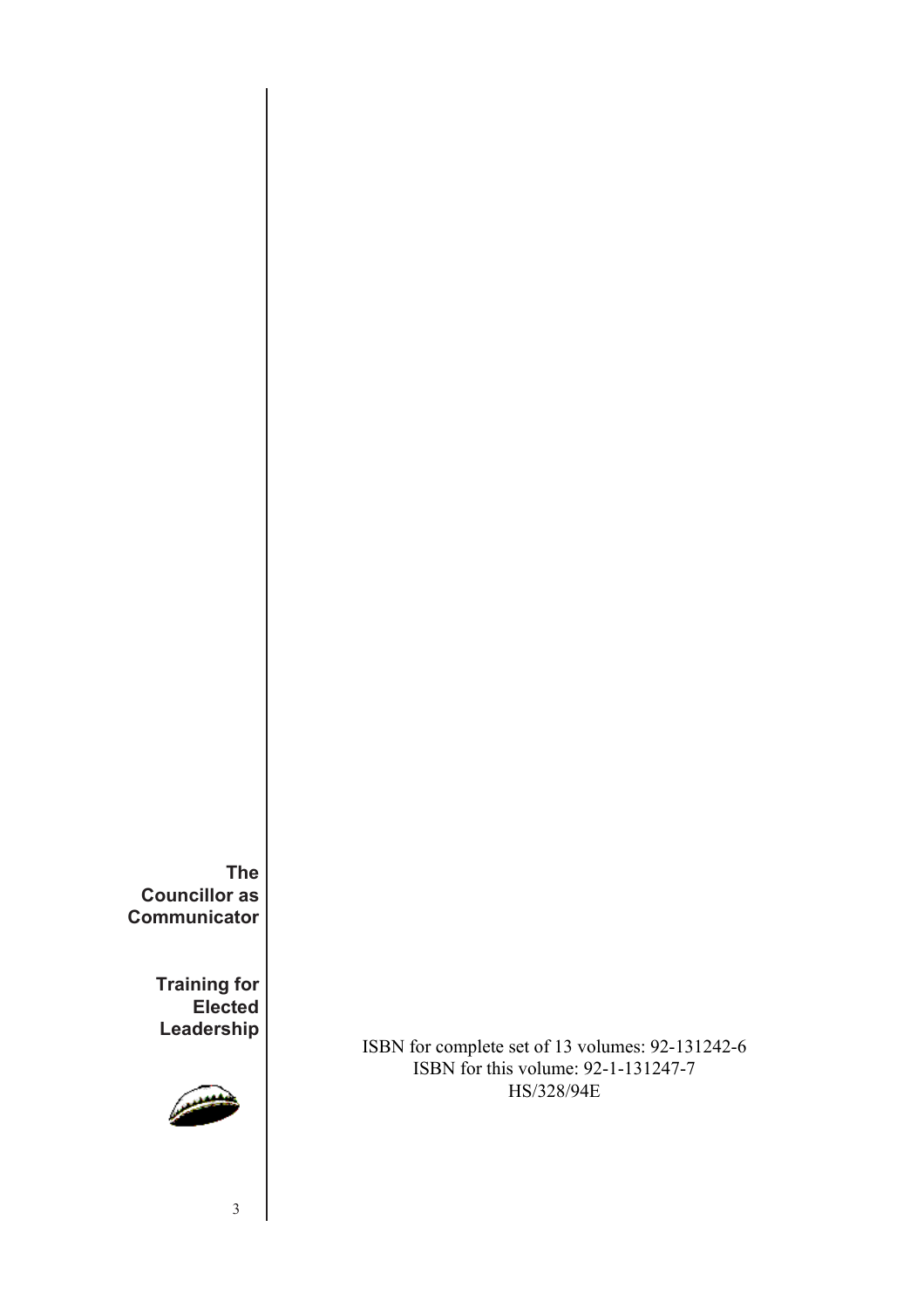ISBN for complete set of 13 volumes: 92-131242-6
ISBN for this volume: 92-1-131247-7
HS/328/94E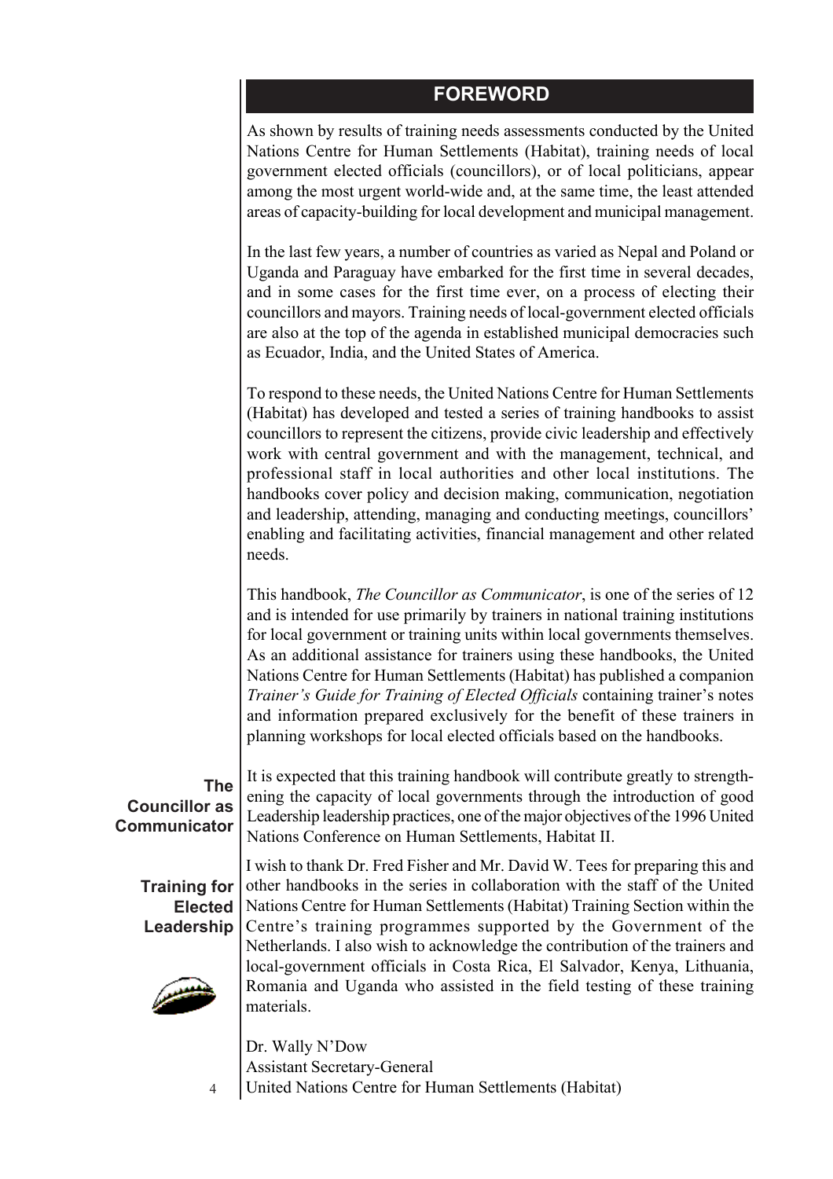## FOREWORD

As shown by results of training needs assessments conducted by the United Nations Centre for Human Settlements (Habitat), training needs of local government elected officials (councillors), or of local politicians, appear among the most urgent world-wide and, at the same time, the least attended areas of capacity-building for local development and municipal management.

In the last few years, a number of countries as varied as Nepal and Poland or Uganda and Paraguay have embarked for the first time in several decades, and in some cases for the first time ever, on a process of electing their councillors and mayors. Training needs of local-government elected officials are also at the top of the agenda in established municipal democracies such as Ecuador, India, and the United States of America.

To respond to these needs, the United Nations Centre for Human Settlements (Habitat) has developed and tested a series of training handbooks to assist councillors to represent the citizens, provide civic leadership and effectively work with central government and with the management, technical, and professional staff in local authorities and other local institutions. The handbooks cover policy and decision making, communication, negotiation and leadership, attending, managing and conducting meetings, councillors' enabling and facilitating activities, financial management and other related needs.

This handbook, *The Councillor as Communicator*, is one of the series of 12 and is intended for use primarily by trainers in national training institutions for local government or training units within local governments themselves. As an additional assistance for trainers using these handbooks, the United Nations Centre for Human Settlements (Habitat) has published a companion *Trainer's Guide for Training of Elected Officials* containing trainer's notes and information prepared exclusively for the benefit of these trainers in planning workshops for local elected officials based on the handbooks.

It is expected that this training handbook will contribute greatly to strengthening the capacity of local governments through the introduction of good Leadership leadership practices, one of the major objectives of the 1996 United Nations Conference on Human Settlements, Habitat II.

I wish to thank Dr. Fred Fisher and Mr. David W. Tees for preparing this and other handbooks in the series in collaboration with the staff of the United Nations Centre for Human Settlements (Habitat) Training Section within the Centre's training programmes supported by the Government of the Netherlands. I also wish to acknowledge the contribution of the trainers and local-government officials in Costa Rica, El Salvador, Kenya, Lithuania, Romania and Uganda who assisted in the field testing of these training materials.

Dr. Wally N'Dow
Assistant Secretary-General
United Nations Centre for Human Settlements (Habitat)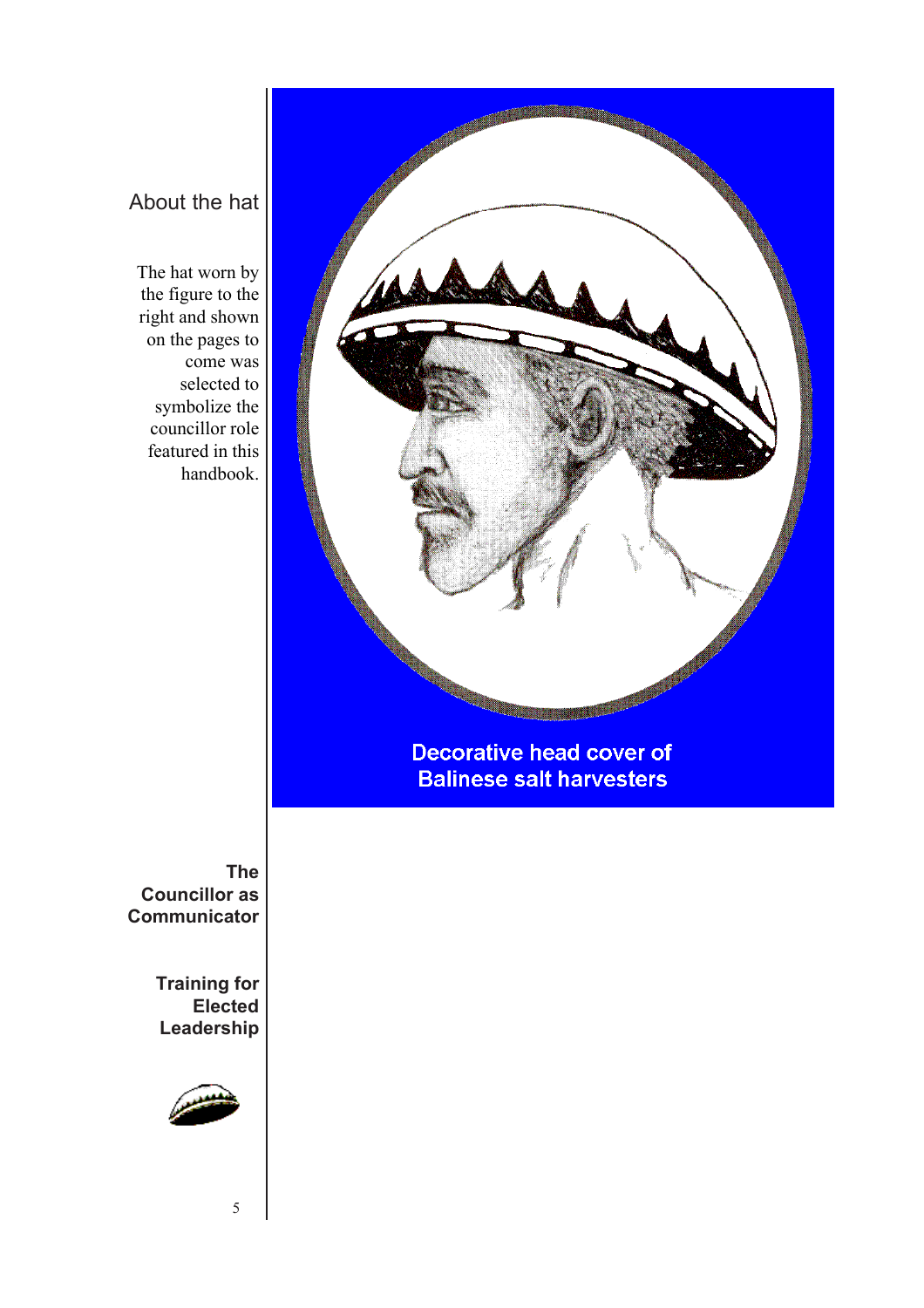## About the hat

The hat worn by the figure to the right and shown on the pages to come was selected to symbolize the councillor role featured in this handbook.

Decorative head cover of Balinese salt harvesters

**The Councillor as Communicator**

**Training for Elected Leadership**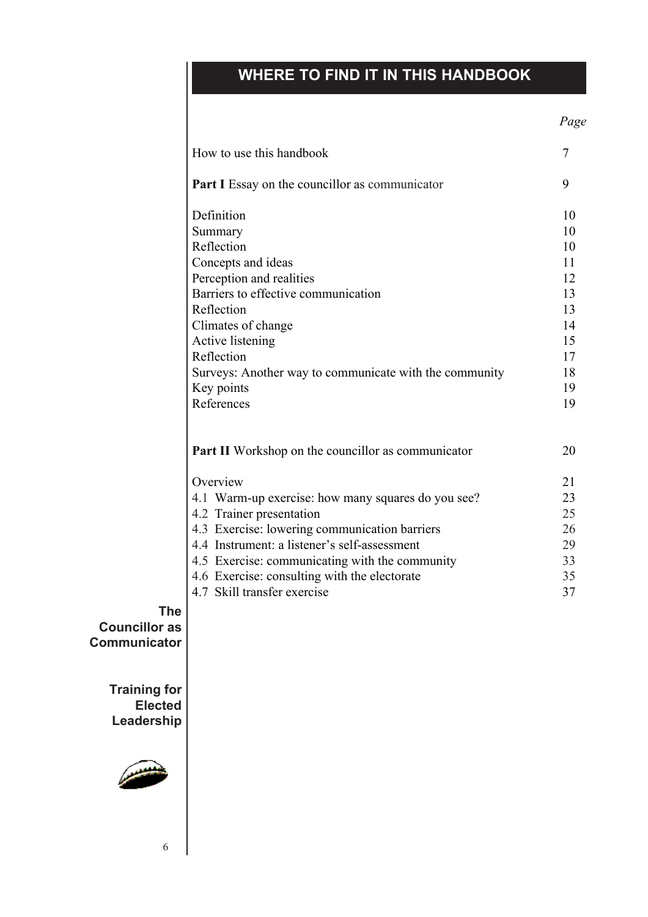# WHERE TO FIND IT IN THIS HANDBOOK

| | Page |
|---|---|
| How to use this handbook | 7 |
| **Part I** Essay on the councillor as communicator | 9 |
| Definition | 10 |
| Summary | 10 |
| Reflection | 10 |
| Concepts and ideas | 11 |
| Perception and realities | 12 |
| Barriers to effective communication | 13 |
| Reflection | 13 |
| Climates of change | 14 |
| Active listening | 15 |
| Reflection | 17 |
| Surveys: Another way to communicate with the community | 18 |
| Key points | 19 |
| References | 19 |
| **Part II** Workshop on the councillor as communicator | 20 |
| Overview | 21 |
| 4.1 Warm-up exercise: how many squares do you see? | 23 |
| 4.2 Trainer presentation | 25 |
| 4.3 Exercise: lowering communication barriers | 26 |
| 4.4 Instrument: a listener's self-assessment | 29 |
| 4.5 Exercise: communicating with the community | 33 |
| 4.6 Exercise: consulting with the electorate | 35 |
| 4.7 Skill transfer exercise | 37 |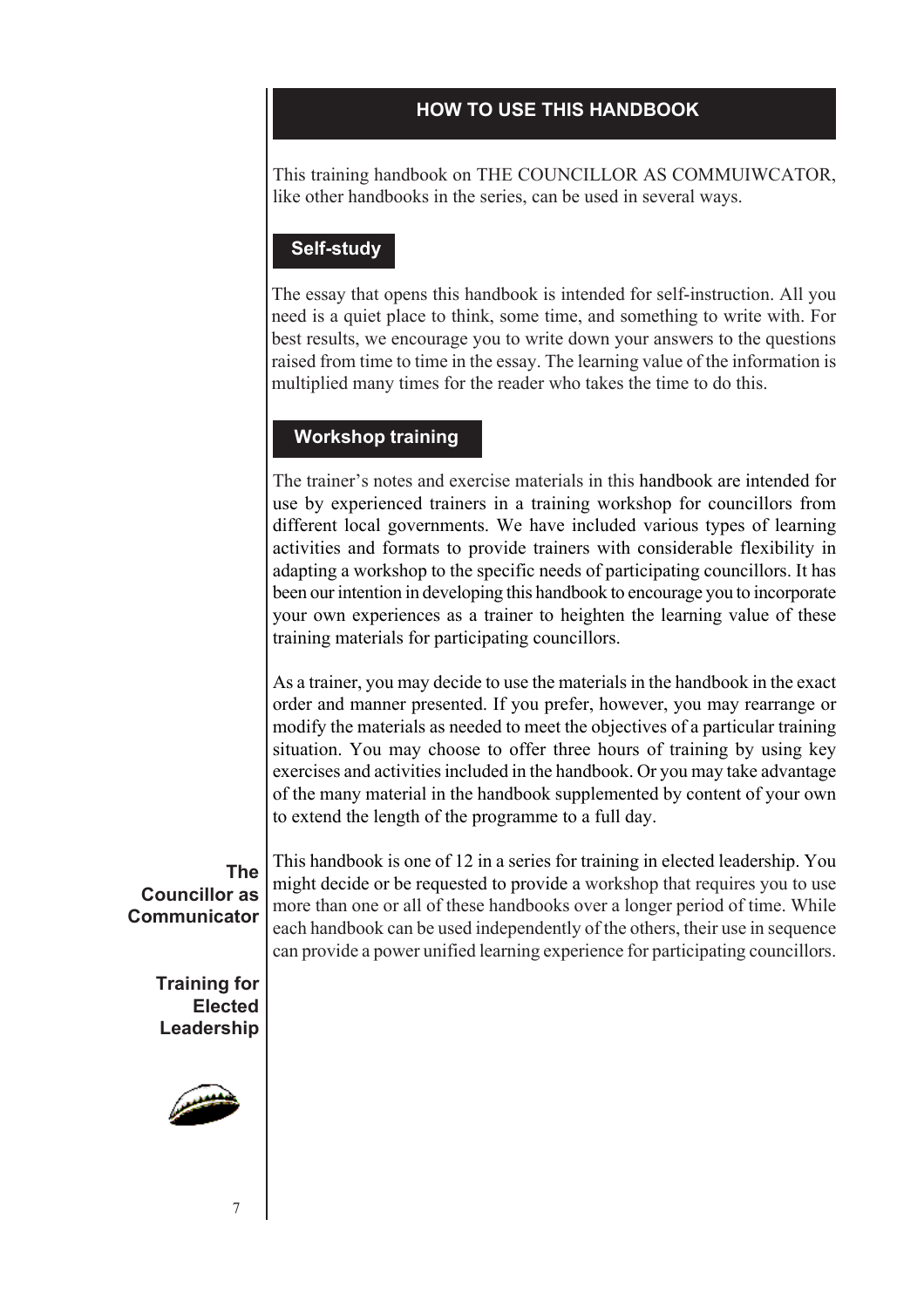## HOW TO USE THIS HANDBOOK

This training handbook on THE COUNCILLOR AS COMMUIWCATOR, like other handbooks in the series, can be used in several ways.

### Self-study

The essay that opens this handbook is intended for self-instruction. All you need is a quiet place to think, some time, and something to write with. For best results, we encourage you to write down your answers to the questions raised from time to time in the essay. The learning value of the information is multiplied many times for the reader who takes the time to do this.

### Workshop training

The trainer's notes and exercise materials in this handbook are intended for use by experienced trainers in a training workshop for councillors from different local governments. We have included various types of learning activities and formats to provide trainers with considerable flexibility in adapting a workshop to the specific needs of participating councillors. It has been our intention in developing this handbook to encourage you to incorporate your own experiences as a trainer to heighten the learning value of these training materials for participating councillors.

As a trainer, you may decide to use the materials in the handbook in the exact order and manner presented. If you prefer, however, you may rearrange or modify the materials as needed to meet the objectives of a particular training situation. You may choose to offer three hours of training by using key exercises and activities included in the handbook. Or you may take advantage of the many material in the handbook supplemented by content of your own to extend the length of the programme to a full day.

This handbook is one of 12 in a series for training in elected leadership. You might decide or be requested to provide a workshop that requires you to use more than one or all of these handbooks over a longer period of time. While each handbook can be used independently of the others, their use in sequence can provide a power unified learning experience for participating councillors.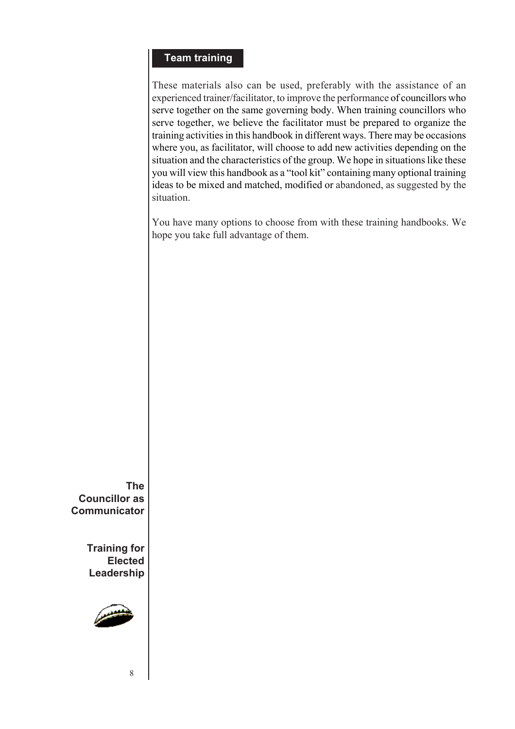## Team training

These materials also can be used, preferably with the assistance of an experienced trainer/facilitator, to improve the performance of councillors who serve together on the same governing body. When training councillors who serve together, we believe the facilitator must be prepared to organize the training activities in this handbook in different ways. There may be occasions where you, as facilitator, will choose to add new activities depending on the situation and the characteristics of the group. We hope in situations like these you will view this handbook as a "tool kit" containing many optional training ideas to be mixed and matched, modified or abandoned, as suggested by the situation.

You have many options to choose from with these training handbooks. We hope you take full advantage of them.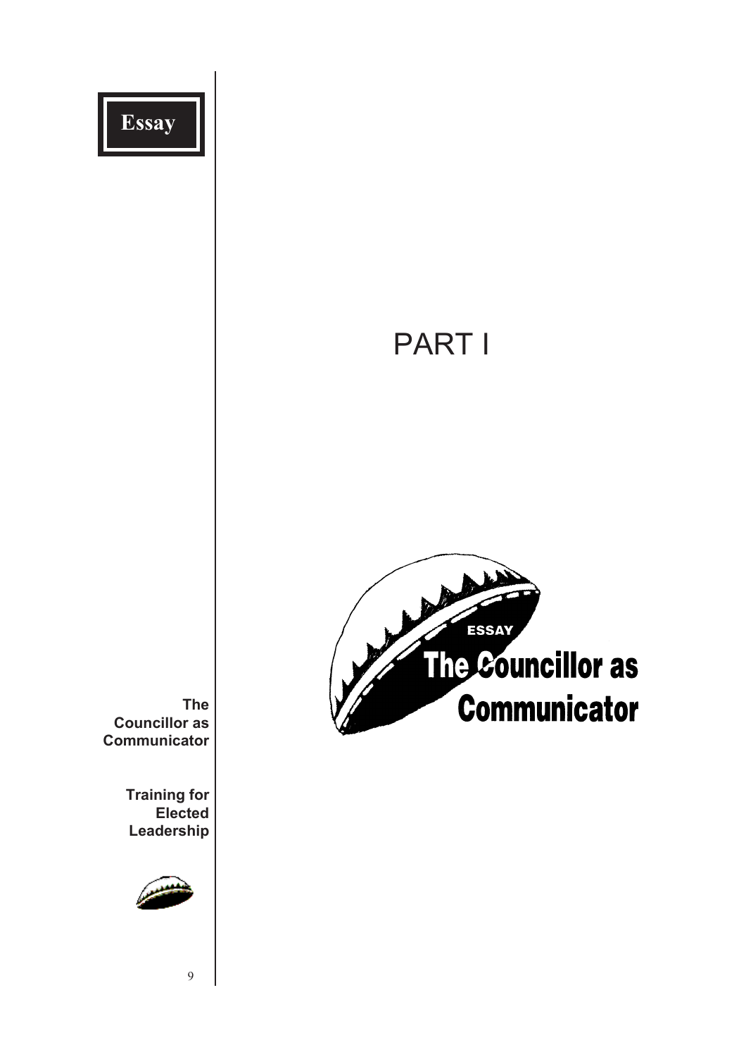# PART I

ESSAY

## The Councillor as Communicator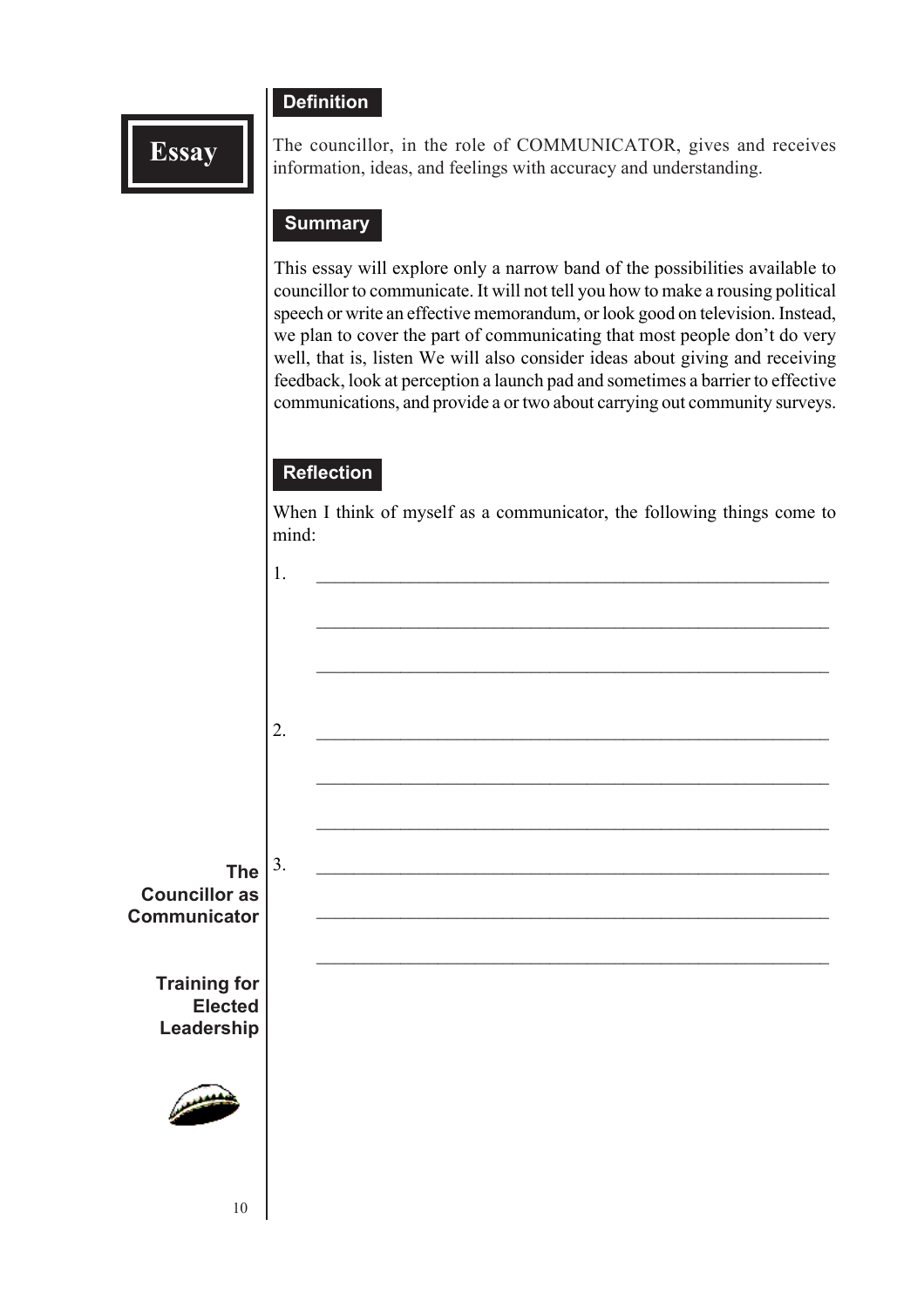# Essay

## Definition

The councillor, in the role of COMMUNICATOR, gives and receives information, ideas, and feelings with accuracy and understanding.

## Summary

This essay will explore only a narrow band of the possibilities available to councillor to communicate. It will not tell you how to make a rousing political speech or write an effective memorandum, or look good on television. Instead, we plan to cover the part of communicating that most people don't do very well, that is, listen We will also consider ideas about giving and receiving feedback, look at perception a launch pad and sometimes a barrier to effective communications, and provide a or two about carrying out community surveys.

## Reflection

When I think of myself as a communicator, the following things come to mind:

1. ______________________________________________________

   ______________________________________________________

   ______________________________________________________

2. ______________________________________________________

   ______________________________________________________

   ______________________________________________________

3. ______________________________________________________

   ______________________________________________________

   ______________________________________________________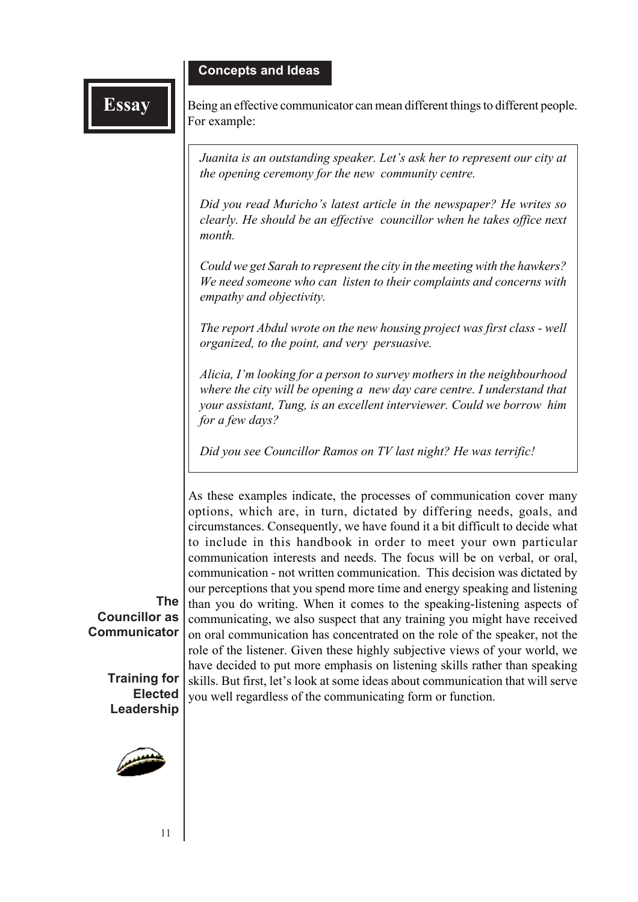**Essay**

## Concepts and Ideas

Being an effective communicator can mean different things to different people. For example:

> *Juanita is an outstanding speaker. Let's ask her to represent our city at the opening ceremony for the new community centre.*
>
> *Did you read Muricho's latest article in the newspaper? He writes so clearly. He should be an effective councillor when he takes office next month.*
>
> *Could we get Sarah to represent the city in the meeting with the hawkers? We need someone who can listen to their complaints and concerns with empathy and objectivity.*
>
> *The report Abdul wrote on the new housing project was first class - well organized, to the point, and very persuasive.*
>
> *Alicia, I'm looking for a person to survey mothers in the neighbourhood where the city will be opening a new day care centre. I understand that your assistant, Tung, is an excellent interviewer. Could we borrow him for a few days?*
>
> *Did you see Councillor Ramos on TV last night? He was terrific!*

As these examples indicate, the processes of communication cover many options, which are, in turn, dictated by differing needs, goals, and circumstances. Consequently, we have found it a bit difficult to decide what to include in this handbook in order to meet your own particular communication interests and needs. The focus will be on verbal, or oral, communication - not written communication. This decision was dictated by our perceptions that you spend more time and energy speaking and listening than you do writing. When it comes to the speaking-listening aspects of communicating, we also suspect that any training you might have received on oral communication has concentrated on the role of the speaker, not the role of the listener. Given these highly subjective views of your world, we have decided to put more emphasis on listening skills rather than speaking skills. But first, let's look at some ideas about communication that will serve you well regardless of the communicating form or function.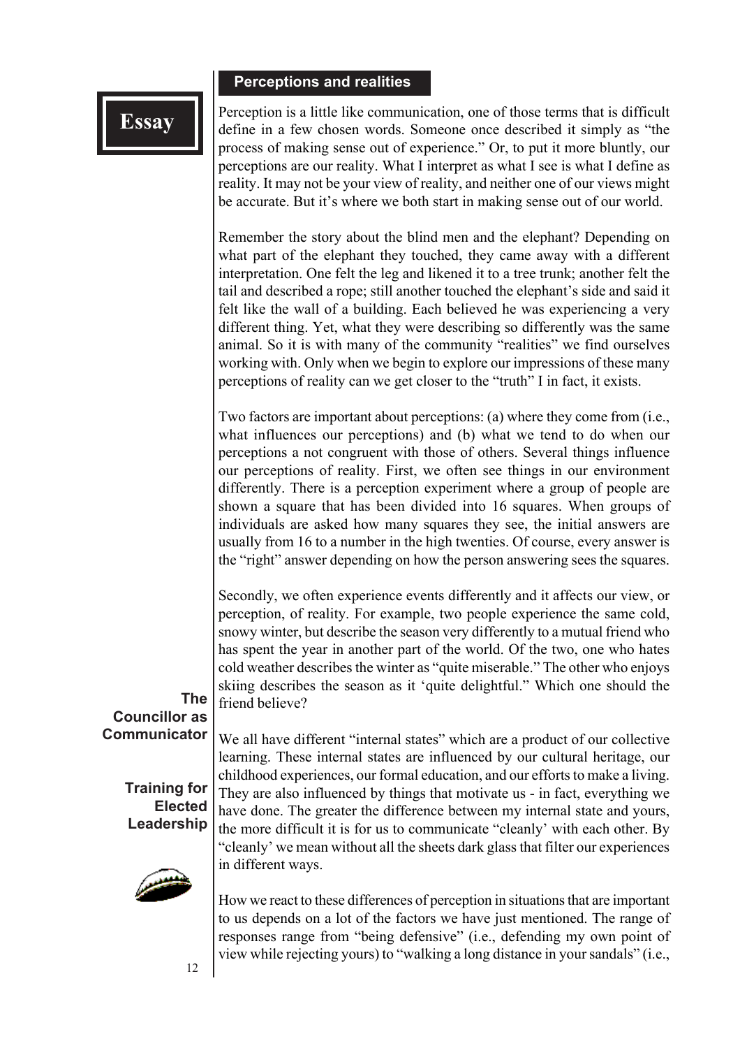**Essay**

## Perceptions and realities

Perception is a little like communication, one of those terms that is difficult define in a few chosen words. Someone once described it simply as "the process of making sense out of experience." Or, to put it more bluntly, our perceptions are our reality. What I interpret as what I see is what I define as reality. It may not be your view of reality, and neither one of our views might be accurate. But it's where we both start in making sense out of our world.

Remember the story about the blind men and the elephant? Depending on what part of the elephant they touched, they came away with a different interpretation. One felt the leg and likened it to a tree trunk; another felt the tail and described a rope; still another touched the elephant's side and said it felt like the wall of a building. Each believed he was experiencing a very different thing. Yet, what they were describing so differently was the same animal. So it is with many of the community "realities" we find ourselves working with. Only when we begin to explore our impressions of these many perceptions of reality can we get closer to the "truth" I in fact, it exists.

Two factors are important about perceptions: (a) where they come from (i.e., what influences our perceptions) and (b) what we tend to do when our perceptions a not congruent with those of others. Several things influence our perceptions of reality. First, we often see things in our environment differently. There is a perception experiment where a group of people are shown a square that has been divided into 16 squares. When groups of individuals are asked how many squares they see, the initial answers are usually from 16 to a number in the high twenties. Of course, every answer is the "right" answer depending on how the person answering sees the squares.

Secondly, we often experience events differently and it affects our view, or perception, of reality. For example, two people experience the same cold, snowy winter, but describe the season very differently to a mutual friend who has spent the year in another part of the world. Of the two, one who hates cold weather describes the winter as "quite miserable." The other who enjoys skiing describes the season as it 'quite delightful." Which one should the friend believe?

We all have different "internal states" which are a product of our collective learning. These internal states are influenced by our cultural heritage, our childhood experiences, our formal education, and our efforts to make a living. They are also influenced by things that motivate us - in fact, everything we have done. The greater the difference between my internal state and yours, the more difficult it is for us to communicate "cleanly' with each other. By "cleanly' we mean without all the sheets dark glass that filter our experiences in different ways.

How we react to these differences of perception in situations that are important to us depends on a lot of the factors we have just mentioned. The range of responses range from "being defensive" (i.e., defending my own point of view while rejecting yours) to "walking a long distance in your sandals" (i.e.,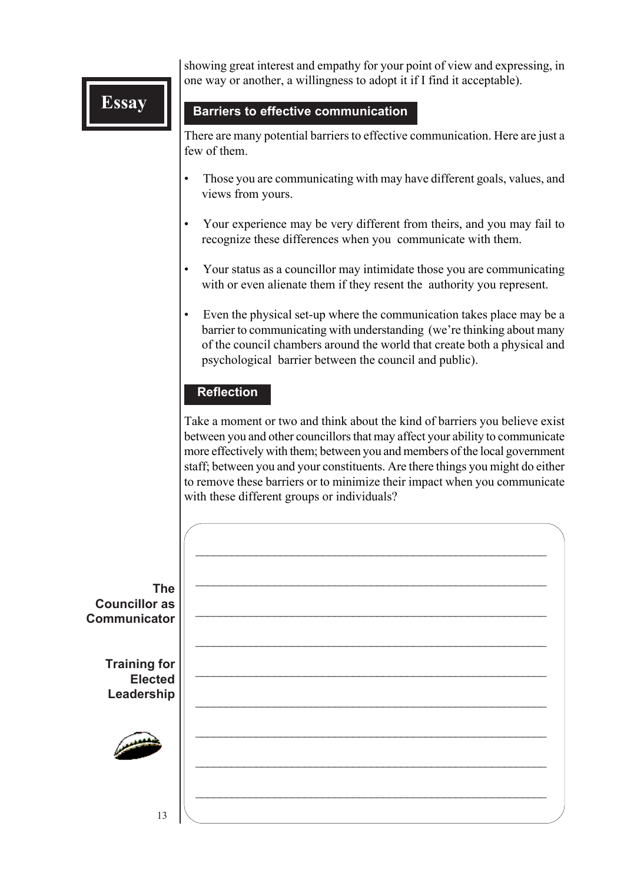showing great interest and empathy for your point of view and expressing, in one way or another, a willingness to adopt it if I find it acceptable).

## Barriers to effective communication

There are many potential barriers to effective communication. Here are just a few of them.

- Those you are communicating with may have different goals, values, and views from yours.
- Your experience may be very different from theirs, and you may fail to recognize these differences when you communicate with them.
- Your status as a councillor may intimidate those you are communicating with or even alienate them if they resent the authority you represent.
- Even the physical set-up where the communication takes place may be a barrier to communicating with understanding (we're thinking about many of the council chambers around the world that create both a physical and psychological barrier between the council and public).

## Reflection

Take a moment or two and think about the kind of barriers you believe exist between you and other councillors that may affect your ability to communicate more effectively with them; between you and members of the local government staff; between you and your constituents. Are there things you might do either to remove these barriers or to minimize their impact when you communicate with these different groups or individuals?

_______________________________________________________________

_______________________________________________________________

_______________________________________________________________

_______________________________________________________________

_______________________________________________________________

_______________________________________________________________

_______________________________________________________________

_______________________________________________________________

_______________________________________________________________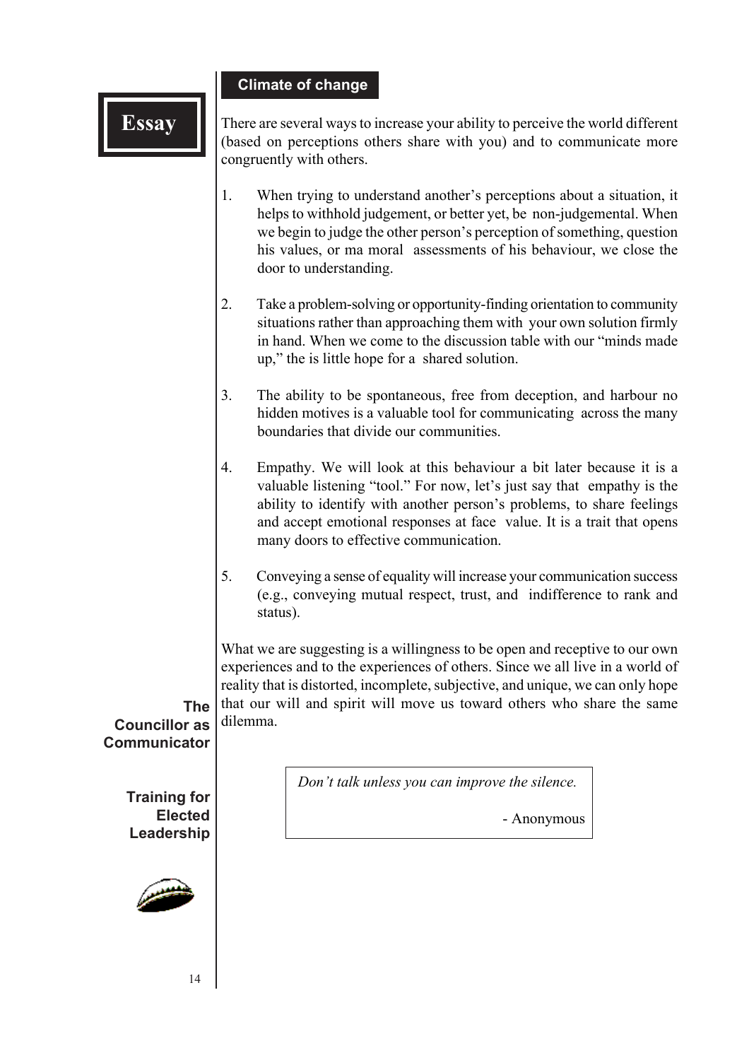## Climate of change

There are several ways to increase your ability to perceive the world different (based on perceptions others share with you) and to communicate more congruently with others.

1. When trying to understand another's perceptions about a situation, it helps to withhold judgement, or better yet, be non-judgemental. When we begin to judge the other person's perception of something, question his values, or ma moral assessments of his behaviour, we close the door to understanding.

2. Take a problem-solving or opportunity-finding orientation to community situations rather than approaching them with your own solution firmly in hand. When we come to the discussion table with our "minds made up," the is little hope for a shared solution.

3. The ability to be spontaneous, free from deception, and harbour no hidden motives is a valuable tool for communicating across the many boundaries that divide our communities.

4. Empathy. We will look at this behaviour a bit later because it is a valuable listening "tool." For now, let's just say that empathy is the ability to identify with another person's problems, to share feelings and accept emotional responses at face value. It is a trait that opens many doors to effective communication.

5. Conveying a sense of equality will increase your communication success (e.g., conveying mutual respect, trust, and indifference to rank and status).

What we are suggesting is a willingness to be open and receptive to our own experiences and to the experiences of others. Since we all live in a world of reality that is distorted, incomplete, subjective, and unique, we can only hope that our will and spirit will move us toward others who share the same dilemma.

> *Don't talk unless you can improve the silence.*
>
> \- Anonymous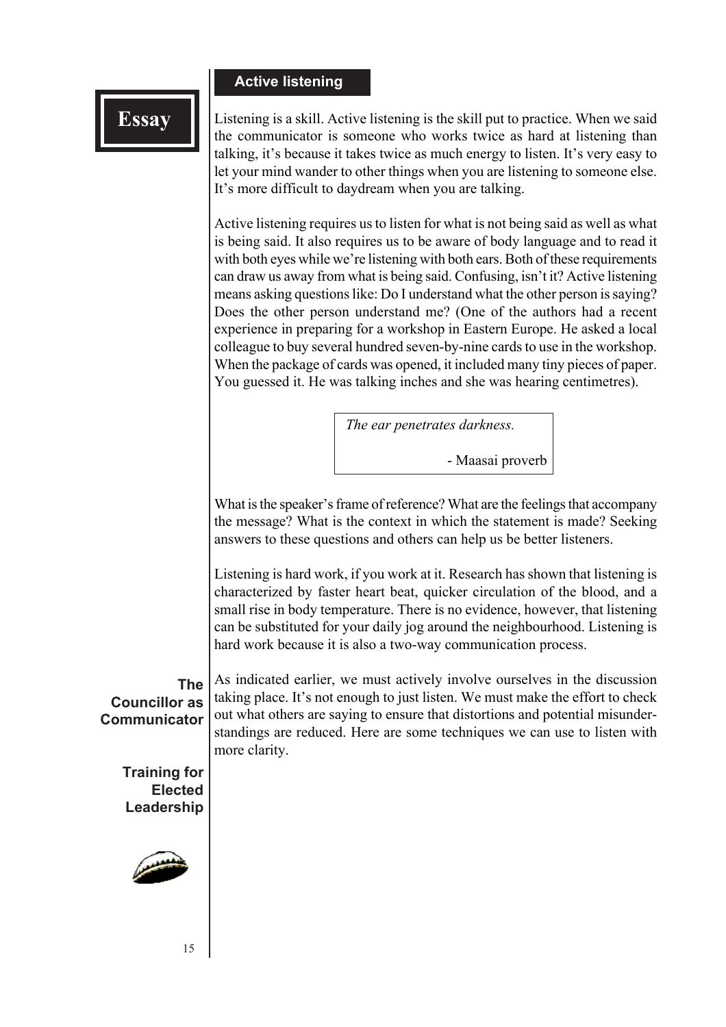## Active listening

Listening is a skill. Active listening is the skill put to practice. When we said the communicator is someone who works twice as hard at listening than talking, it's because it takes twice as much energy to listen. It's very easy to let your mind wander to other things when you are listening to someone else. It's more difficult to daydream when you are talking.

Active listening requires us to listen for what is not being said as well as what is being said. It also requires us to be aware of body language and to read it with both eyes while we're listening with both ears. Both of these requirements can draw us away from what is being said. Confusing, isn't it? Active listening means asking questions like: Do I understand what the other person is saying? Does the other person understand me? (One of the authors had a recent experience in preparing for a workshop in Eastern Europe. He asked a local colleague to buy several hundred seven-by-nine cards to use in the workshop. When the package of cards was opened, it included many tiny pieces of paper. You guessed it. He was talking inches and she was hearing centimetres).

> *The ear penetrates darkness.*
>
> - Maasai proverb

What is the speaker's frame of reference? What are the feelings that accompany the message? What is the context in which the statement is made? Seeking answers to these questions and others can help us be better listeners.

Listening is hard work, if you work at it. Research has shown that listening is characterized by faster heart beat, quicker circulation of the blood, and a small rise in body temperature. There is no evidence, however, that listening can be substituted for your daily jog around the neighbourhood. Listening is hard work because it is also a two-way communication process.

As indicated earlier, we must actively involve ourselves in the discussion taking place. It's not enough to just listen. We must make the effort to check out what others are saying to ensure that distortions and potential misunderstandings are reduced. Here are some techniques we can use to listen with more clarity.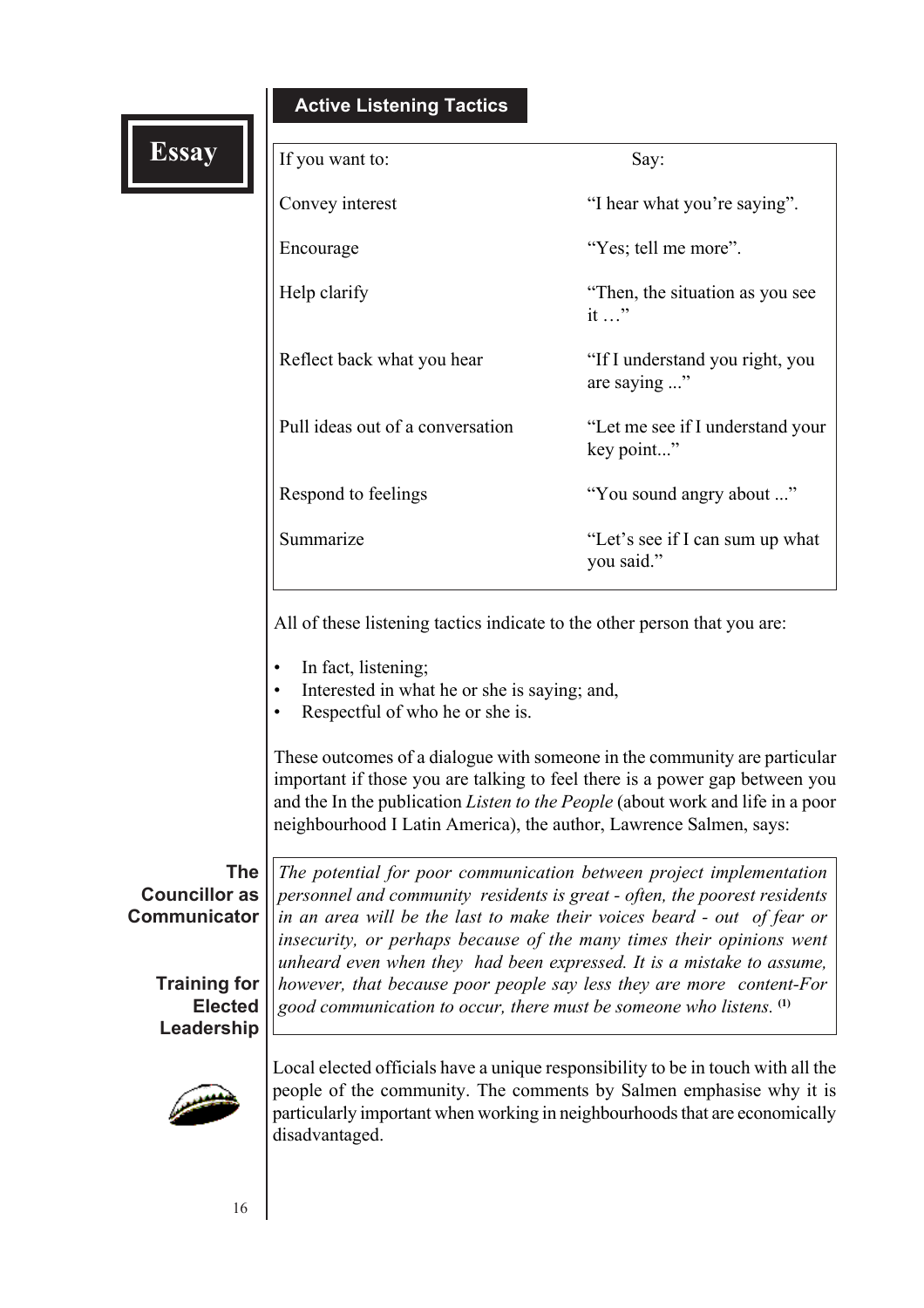## Active Listening Tactics

| If you want to: | Say: |
|---|---|
| Convey interest | "I hear what you're saying". |
| Encourage | "Yes; tell me more". |
| Help clarify | "Then, the situation as you see it …" |
| Reflect back what you hear | "If I understand you right, you are saying ..." |
| Pull ideas out of a conversation | "Let me see if I understand your key point..." |
| Respond to feelings | "You sound angry about ..." |
| Summarize | "Let's see if I can sum up what you said." |

All of these listening tactics indicate to the other person that you are:

- In fact, listening;
- Interested in what he or she is saying; and,
- Respectful of who he or she is.

These outcomes of a dialogue with someone in the community are particular important if those you are talking to feel there is a power gap between you and the In the publication *Listen to the People* (about work and life in a poor neighbourhood I Latin America), the author, Lawrence Salmen, says:

> *The potential for poor communication between project implementation personnel and community residents is great - often, the poorest residents in an area will be the last to make their voices beard - out of fear or insecurity, or perhaps because of the many times their opinions went unheard even when they had been expressed. It is a mistake to assume, however, that because poor people say less they are more content-For good communication to occur, there must be someone who listens.* [1]

Local elected officials have a unique responsibility to be in touch with all the people of the community. The comments by Salmen emphasise why it is particularly important when working in neighbourhoods that are economically disadvantaged.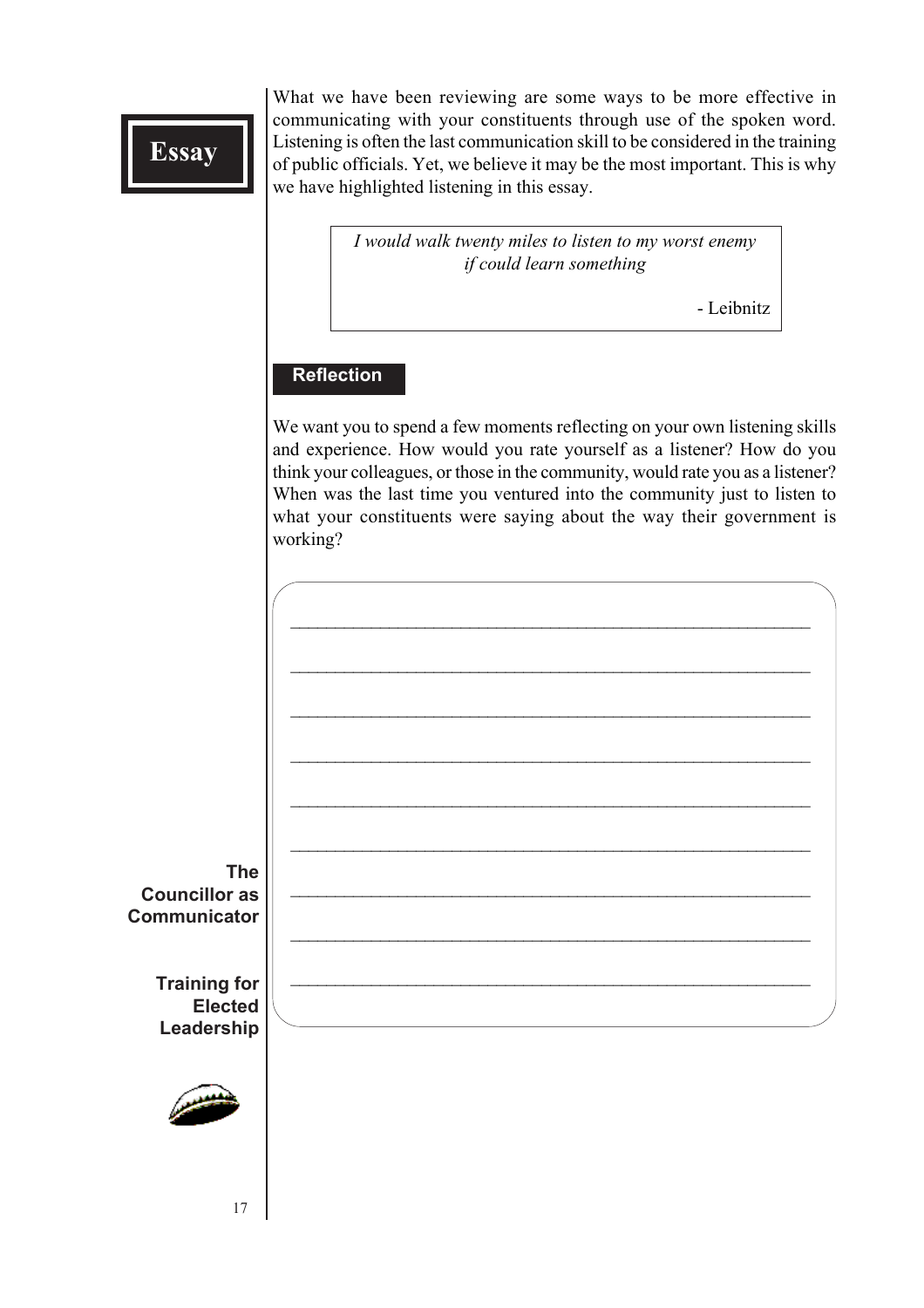## Essay

What we have been reviewing are some ways to be more effective in communicating with your constituents through use of the spoken word. Listening is often the last communication skill to be considered in the training of public officials. Yet, we believe it may be the most important. This is why we have highlighted listening in this essay.

> *I would walk twenty miles to listen to my worst enemy if could learn something*
>
> \- Leibnitz

### Reflection

We want you to spend a few moments reflecting on your own listening skills and experience. How would you rate yourself as a listener? How do you think your colleagues, or those in the community, would rate you as a listener? When was the last time you ventured into the community just to listen to what your constituents were saying about the way their government is working?

\_\_\_\_\_\_\_\_\_\_\_\_\_\_\_\_\_\_\_\_\_\_\_\_\_\_\_\_\_\_\_\_\_\_\_\_\_\_\_\_\_\_\_\_\_\_\_\_\_\_\_\_\_\_

\_\_\_\_\_\_\_\_\_\_\_\_\_\_\_\_\_\_\_\_\_\_\_\_\_\_\_\_\_\_\_\_\_\_\_\_\_\_\_\_\_\_\_\_\_\_\_\_\_\_\_\_\_\_

\_\_\_\_\_\_\_\_\_\_\_\_\_\_\_\_\_\_\_\_\_\_\_\_\_\_\_\_\_\_\_\_\_\_\_\_\_\_\_\_\_\_\_\_\_\_\_\_\_\_\_\_\_\_

\_\_\_\_\_\_\_\_\_\_\_\_\_\_\_\_\_\_\_\_\_\_\_\_\_\_\_\_\_\_\_\_\_\_\_\_\_\_\_\_\_\_\_\_\_\_\_\_\_\_\_\_\_\_

\_\_\_\_\_\_\_\_\_\_\_\_\_\_\_\_\_\_\_\_\_\_\_\_\_\_\_\_\_\_\_\_\_\_\_\_\_\_\_\_\_\_\_\_\_\_\_\_\_\_\_\_\_\_

\_\_\_\_\_\_\_\_\_\_\_\_\_\_\_\_\_\_\_\_\_\_\_\_\_\_\_\_\_\_\_\_\_\_\_\_\_\_\_\_\_\_\_\_\_\_\_\_\_\_\_\_\_\_

\_\_\_\_\_\_\_\_\_\_\_\_\_\_\_\_\_\_\_\_\_\_\_\_\_\_\_\_\_\_\_\_\_\_\_\_\_\_\_\_\_\_\_\_\_\_\_\_\_\_\_\_\_\_

\_\_\_\_\_\_\_\_\_\_\_\_\_\_\_\_\_\_\_\_\_\_\_\_\_\_\_\_\_\_\_\_\_\_\_\_\_\_\_\_\_\_\_\_\_\_\_\_\_\_\_\_\_\_

\_\_\_\_\_\_\_\_\_\_\_\_\_\_\_\_\_\_\_\_\_\_\_\_\_\_\_\_\_\_\_\_\_\_\_\_\_\_\_\_\_\_\_\_\_\_\_\_\_\_\_\_\_\_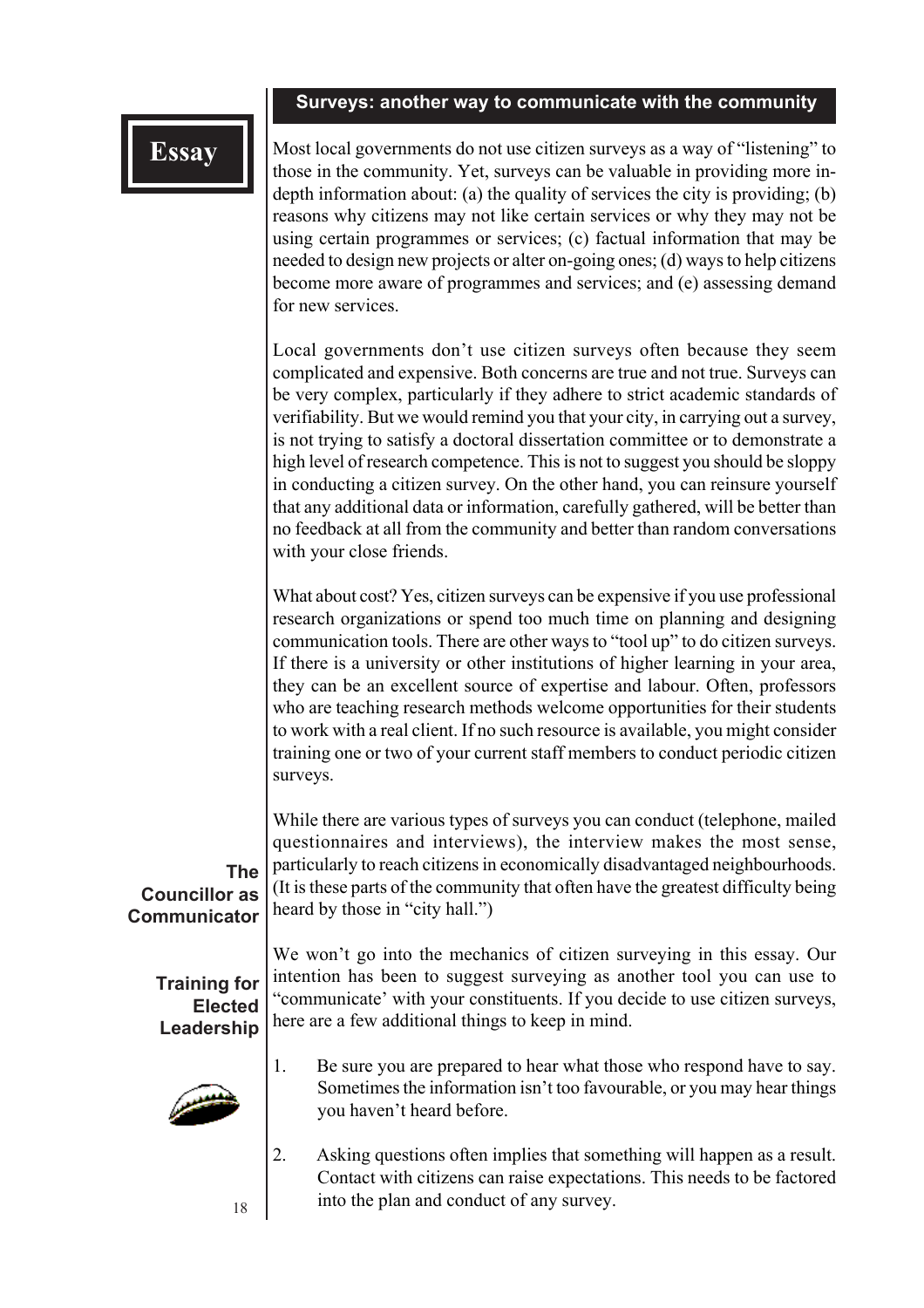## Surveys: another way to communicate with the community

Most local governments do not use citizen surveys as a way of "listening" to those in the community. Yet, surveys can be valuable in providing more in-depth information about: (a) the quality of services the city is providing; (b) reasons why citizens may not like certain services or why they may not be using certain programmes or services; (c) factual information that may be needed to design new projects or alter on-going ones; (d) ways to help citizens become more aware of programmes and services; and (e) assessing demand for new services.

Local governments don't use citizen surveys often because they seem complicated and expensive. Both concerns are true and not true. Surveys can be very complex, particularly if they adhere to strict academic standards of verifiability. But we would remind you that your city, in carrying out a survey, is not trying to satisfy a doctoral dissertation committee or to demonstrate a high level of research competence. This is not to suggest you should be sloppy in conducting a citizen survey. On the other hand, you can reinsure yourself that any additional data or information, carefully gathered, will be better than no feedback at all from the community and better than random conversations with your close friends.

What about cost? Yes, citizen surveys can be expensive if you use professional research organizations or spend too much time on planning and designing communication tools. There are other ways to "tool up" to do citizen surveys. If there is a university or other institutions of higher learning in your area, they can be an excellent source of expertise and labour. Often, professors who are teaching research methods welcome opportunities for their students to work with a real client. If no such resource is available, you might consider training one or two of your current staff members to conduct periodic citizen surveys.

While there are various types of surveys you can conduct (telephone, mailed questionnaires and interviews), the interview makes the most sense, particularly to reach citizens in economically disadvantaged neighbourhoods. (It is these parts of the community that often have the greatest difficulty being heard by those in "city hall.")

We won't go into the mechanics of citizen surveying in this essay. Our intention has been to suggest surveying as another tool you can use to "communicate' with your constituents. If you decide to use citizen surveys, here are a few additional things to keep in mind.

1. Be sure you are prepared to hear what those who respond have to say. Sometimes the information isn't too favourable, or you may hear things you haven't heard before.

2. Asking questions often implies that something will happen as a result. Contact with citizens can raise expectations. This needs to be factored into the plan and conduct of any survey.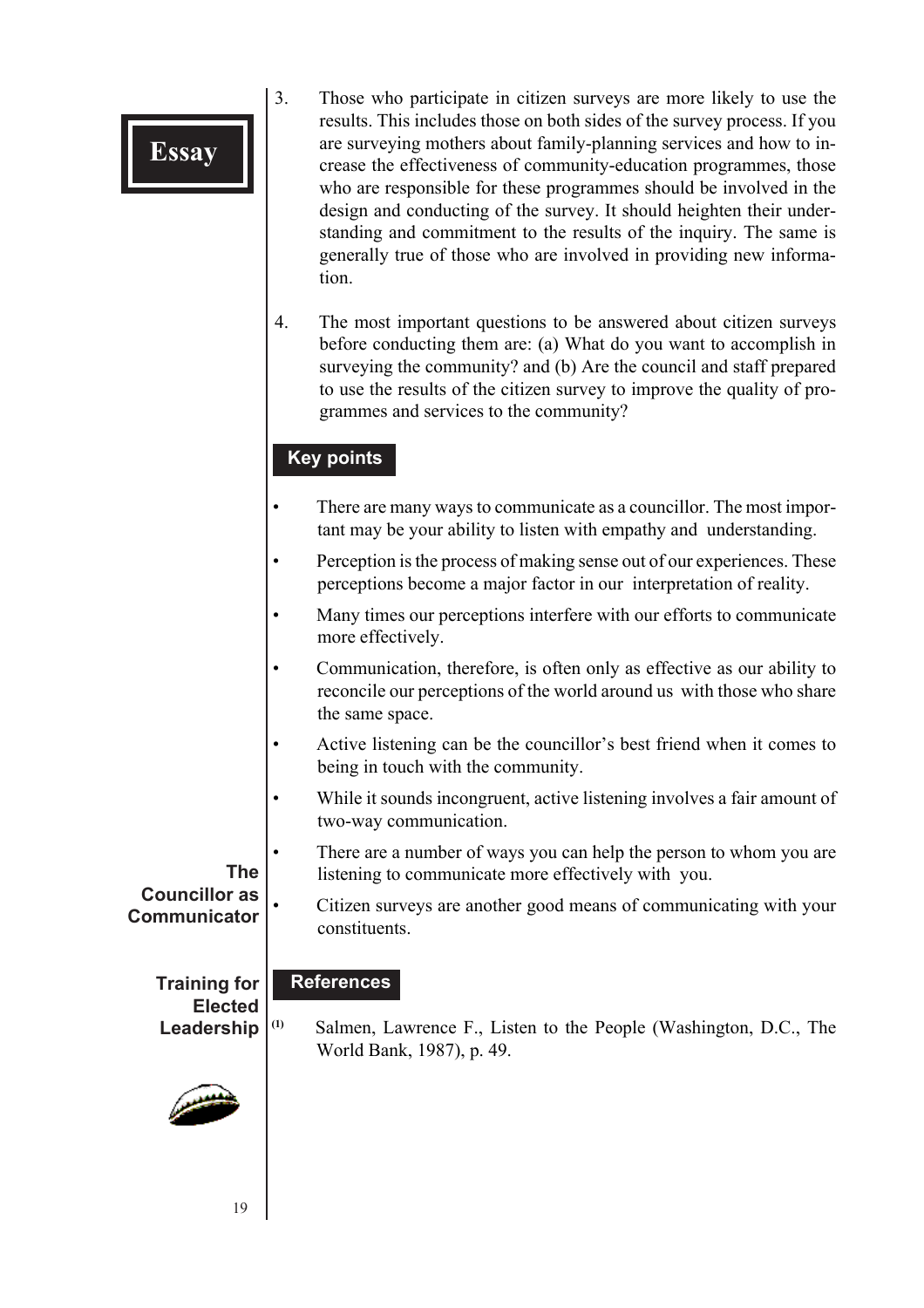3. Those who participate in citizen surveys are more likely to use the results. This includes those on both sides of the survey process. If you are surveying mothers about family-planning services and how to increase the effectiveness of community-education programmes, those who are responsible for these programmes should be involved in the design and conducting of the survey. It should heighten their understanding and commitment to the results of the inquiry. The same is generally true of those who are involved in providing new information.

4. The most important questions to be answered about citizen surveys before conducting them are: (a) What do you want to accomplish in surveying the community? and (b) Are the council and staff prepared to use the results of the citizen survey to improve the quality of programmes and services to the community?

## Key points

- There are many ways to communicate as a councillor. The most important may be your ability to listen with empathy and understanding.
- Perception is the process of making sense out of our experiences. These perceptions become a major factor in our interpretation of reality.
- Many times our perceptions interfere with our efforts to communicate more effectively.
- Communication, therefore, is often only as effective as our ability to reconcile our perceptions of the world around us with those who share the same space.
- Active listening can be the councillor's best friend when it comes to being in touch with the community.
- While it sounds incongruent, active listening involves a fair amount of two-way communication.
- There are a number of ways you can help the person to whom you are listening to communicate more effectively with you.
- Citizen surveys are another good means of communicating with your constituents.

## References

(1) Salmen, Lawrence F., Listen to the People (Washington, D.C., The World Bank, 1987), p. 49.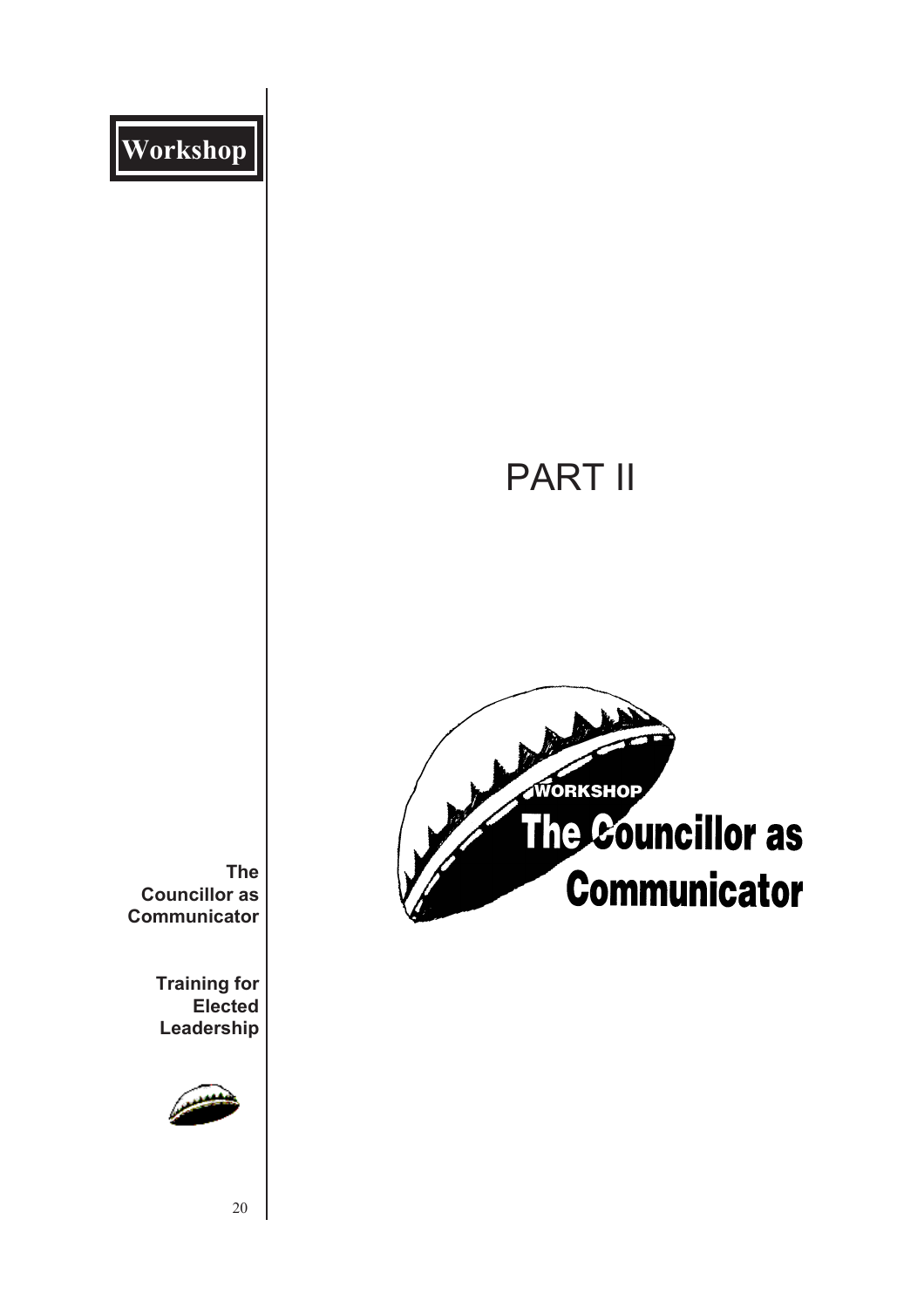# PART II

WORKSHOP

## The Councillor as Communicator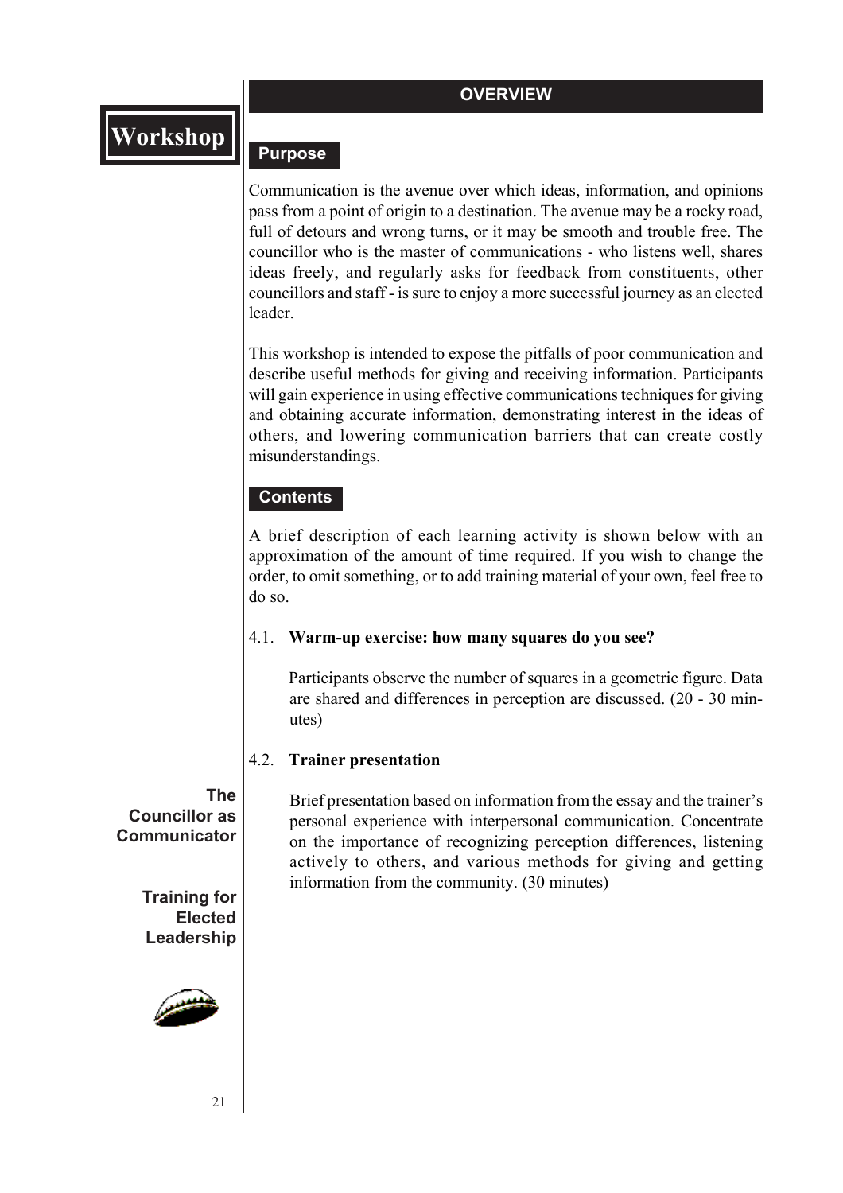## OVERVIEW

# Workshop

### Purpose

Communication is the avenue over which ideas, information, and opinions pass from a point of origin to a destination. The avenue may be a rocky road, full of detours and wrong turns, or it may be smooth and trouble free. The councillor who is the master of communications - who listens well, shares ideas freely, and regularly asks for feedback from constituents, other councillors and staff - is sure to enjoy a more successful journey as an elected leader.

This workshop is intended to expose the pitfalls of poor communication and describe useful methods for giving and receiving information. Participants will gain experience in using effective communications techniques for giving and obtaining accurate information, demonstrating interest in the ideas of others, and lowering communication barriers that can create costly misunderstandings.

### Contents

A brief description of each learning activity is shown below with an approximation of the amount of time required. If you wish to change the order, to omit something, or to add training material of your own, feel free to do so.

4.1. **Warm-up exercise: how many squares do you see?**

Participants observe the number of squares in a geometric figure. Data are shared and differences in perception are discussed. (20 - 30 minutes)

4.2. **Trainer presentation**

Brief presentation based on information from the essay and the trainer's personal experience with interpersonal communication. Concentrate on the importance of recognizing perception differences, listening actively to others, and various methods for giving and getting information from the community. (30 minutes)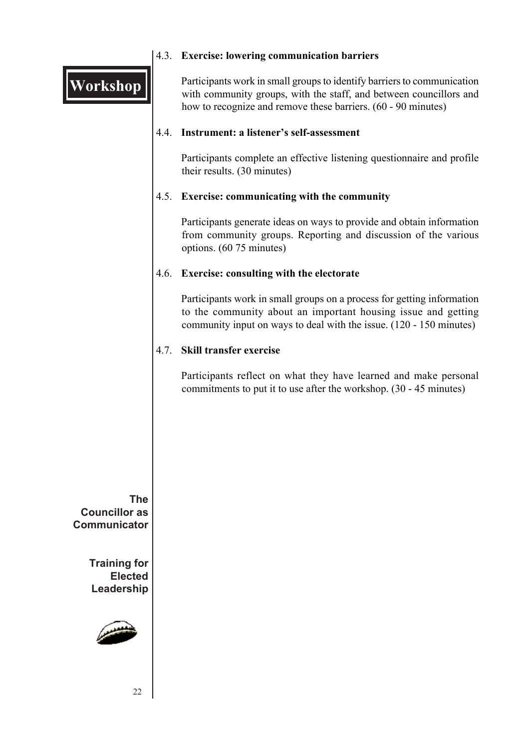#### 4.3. **Exercise: lowering communication barriers**

Participants work in small groups to identify barriers to communication with community groups, with the staff, and between councillors and how to recognize and remove these barriers. (60 - 90 minutes)

#### 4.4. **Instrument: a listener's self-assessment**

Participants complete an effective listening questionnaire and profile their results. (30 minutes)

#### 4.5. **Exercise: communicating with the community**

Participants generate ideas on ways to provide and obtain information from community groups. Reporting and discussion of the various options. (60 75 minutes)

#### 4.6. **Exercise: consulting with the electorate**

Participants work in small groups on a process for getting information to the community about an important housing issue and getting community input on ways to deal with the issue. (120 - 150 minutes)

#### 4.7. **Skill transfer exercise**

Participants reflect on what they have learned and make personal commitments to put it to use after the workshop. (30 - 45 minutes)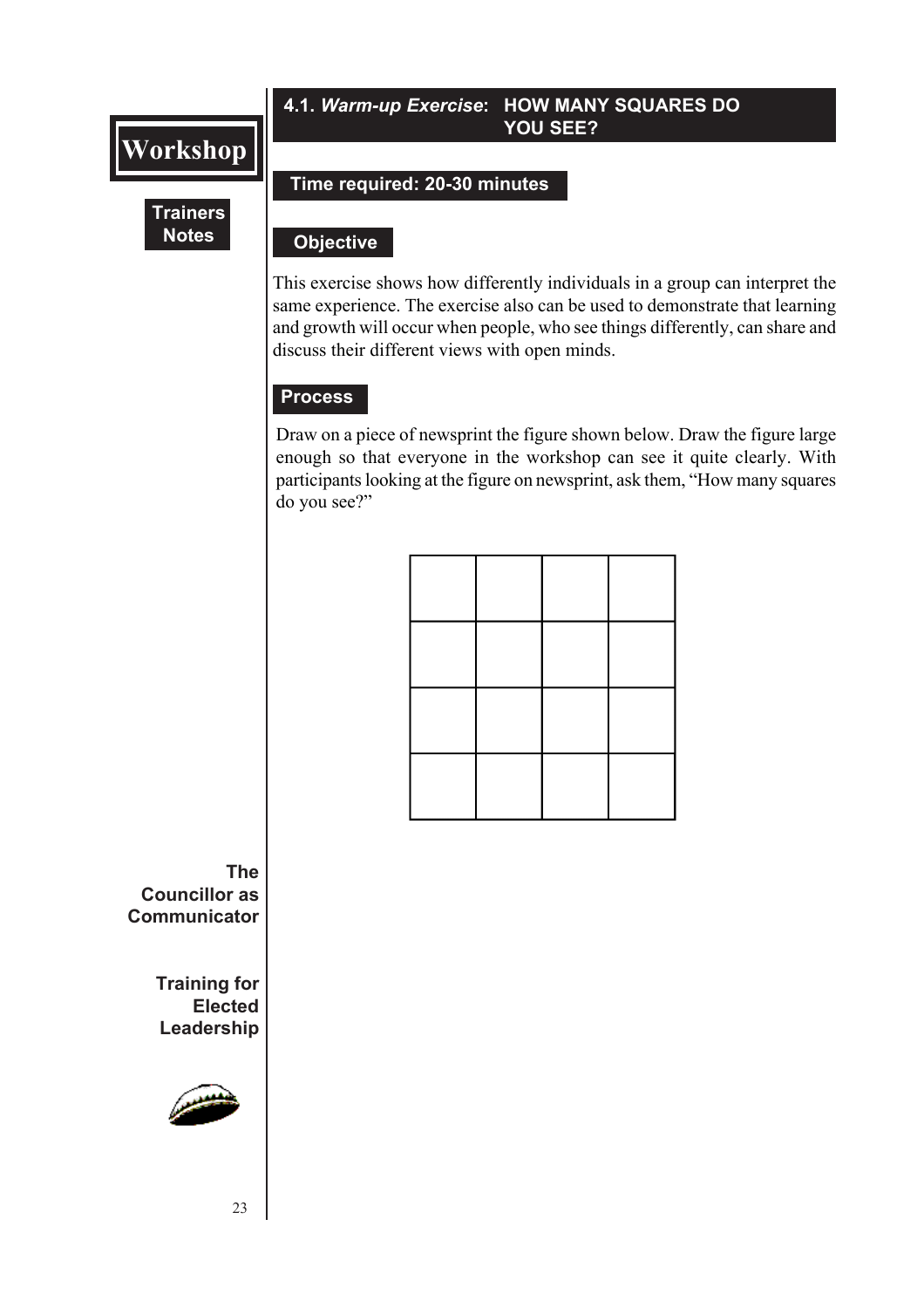## 4.1. *Warm-up Exercise*: HOW MANY SQUARES DO YOU SEE?

**Time required: 20-30 minutes**

### Objective

This exercise shows how differently individuals in a group can interpret the same experience. The exercise also can be used to demonstrate that learning and growth will occur when people, who see things differently, can share and discuss their different views with open minds.

### Process

Draw on a piece of newsprint the figure shown below. Draw the figure large enough so that everyone in the workshop can see it quite clearly. With participants looking at the figure on newsprint, ask them, "How many squares do you see?"

| | | | |
|---|---|---|---|
| | | | |
| | | | |
| | | | |
| | | | |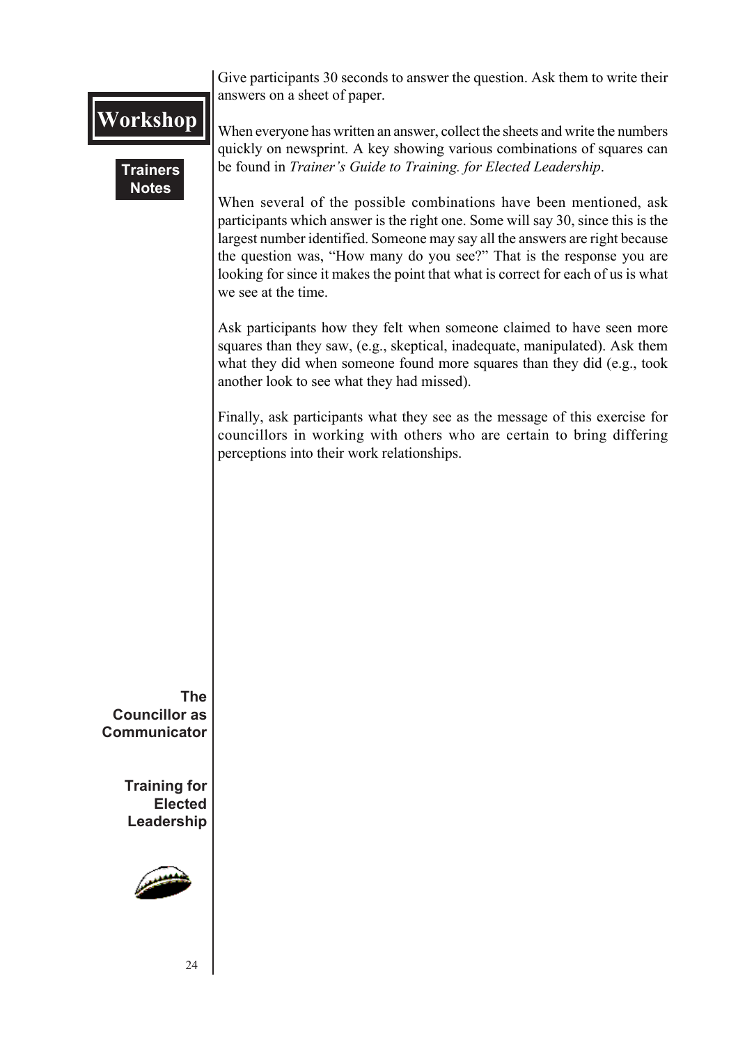Give participants 30 seconds to answer the question. Ask them to write their answers on a sheet of paper.

When everyone has written an answer, collect the sheets and write the numbers quickly on newsprint. A key showing various combinations of squares can be found in *Trainer's Guide to Training. for Elected Leadership*.

When several of the possible combinations have been mentioned, ask participants which answer is the right one. Some will say 30, since this is the largest number identified. Someone may say all the answers are right because the question was, "How many do you see?" That is the response you are looking for since it makes the point that what is correct for each of us is what we see at the time.

Ask participants how they felt when someone claimed to have seen more squares than they saw, (e.g., skeptical, inadequate, manipulated). Ask them what they did when someone found more squares than they did (e.g., took another look to see what they had missed).

Finally, ask participants what they see as the message of this exercise for councillors in working with others who are certain to bring differing perceptions into their work relationships.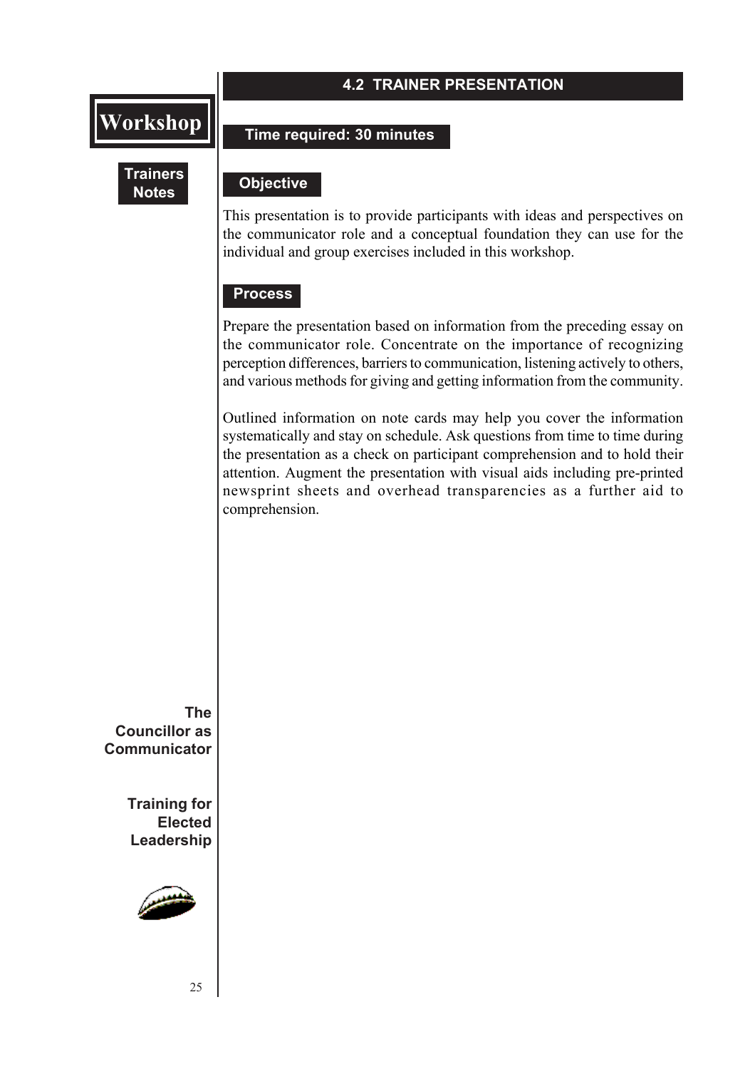## 4.2 TRAINER PRESENTATION

**Workshop**

**Trainers Notes**

**Time required: 30 minutes**

**Objective**

This presentation is to provide participants with ideas and perspectives on the communicator role and a conceptual foundation they can use for the individual and group exercises included in this workshop.

**Process**

Prepare the presentation based on information from the preceding essay on the communicator role. Concentrate on the importance of recognizing perception differences, barriers to communication, listening actively to others, and various methods for giving and getting information from the community.

Outlined information on note cards may help you cover the information systematically and stay on schedule. Ask questions from time to time during the presentation as a check on participant comprehension and to hold their attention. Augment the presentation with visual aids including pre-printed newsprint sheets and overhead transparencies as a further aid to comprehension.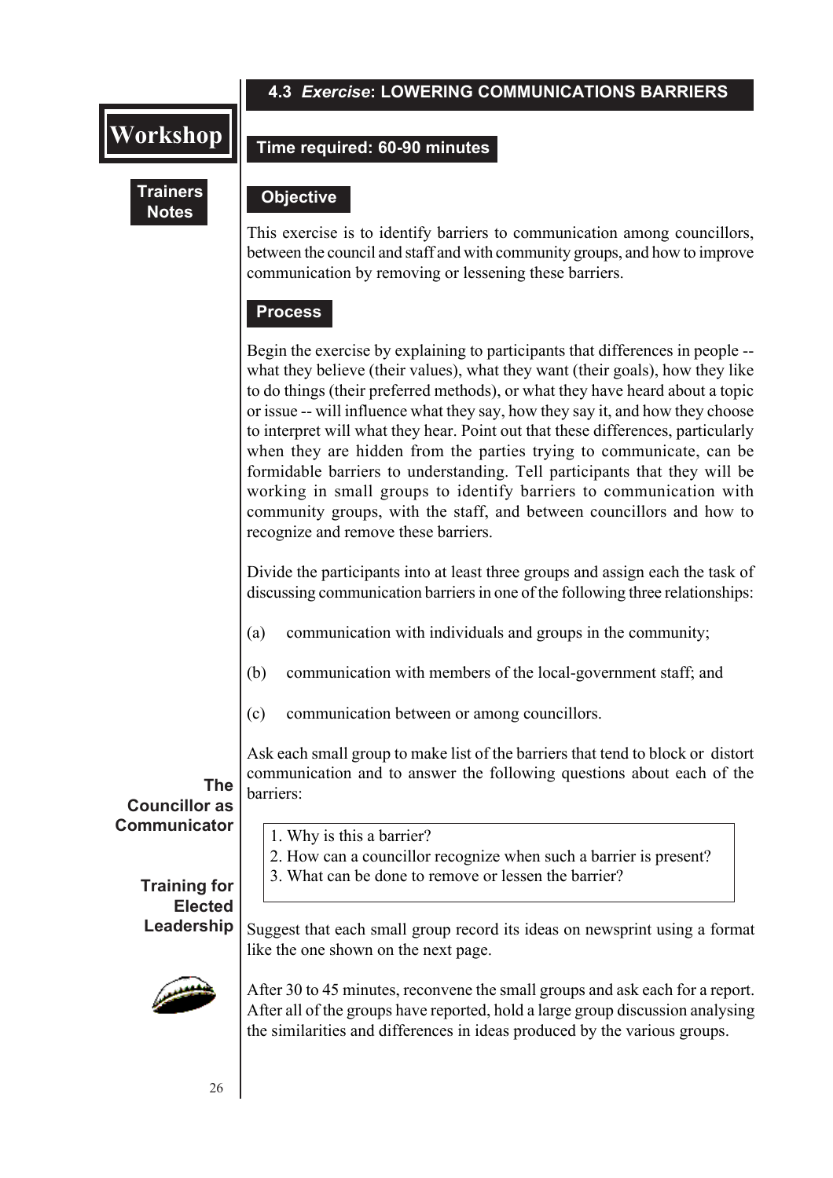## 4.3 *Exercise*: LOWERING COMMUNICATIONS BARRIERS

**Workshop**

**Trainers Notes**

### Time required: 60-90 minutes

### Objective

This exercise is to identify barriers to communication among councillors, between the council and staff and with community groups, and how to improve communication by removing or lessening these barriers.

### Process

Begin the exercise by explaining to participants that differences in people -- what they believe (their values), what they want (their goals), how they like to do things (their preferred methods), or what they have heard about a topic or issue -- will influence what they say, how they say it, and how they choose to interpret will what they hear. Point out that these differences, particularly when they are hidden from the parties trying to communicate, can be formidable barriers to understanding. Tell participants that they will be working in small groups to identify barriers to communication with community groups, with the staff, and between councillors and how to recognize and remove these barriers.

Divide the participants into at least three groups and assign each the task of discussing communication barriers in one of the following three relationships:

(a) communication with individuals and groups in the community;

(b) communication with members of the local-government staff; and

(c) communication between or among councillors.

Ask each small group to make list of the barriers that tend to block or distort communication and to answer the following questions about each of the barriers:

1. Why is this a barrier?
2. How can a councillor recognize when such a barrier is present?
3. What can be done to remove or lessen the barrier?

Suggest that each small group record its ideas on newsprint using a format like the one shown on the next page.

After 30 to 45 minutes, reconvene the small groups and ask each for a report. After all of the groups have reported, hold a large group discussion analysing the similarities and differences in ideas produced by the various groups.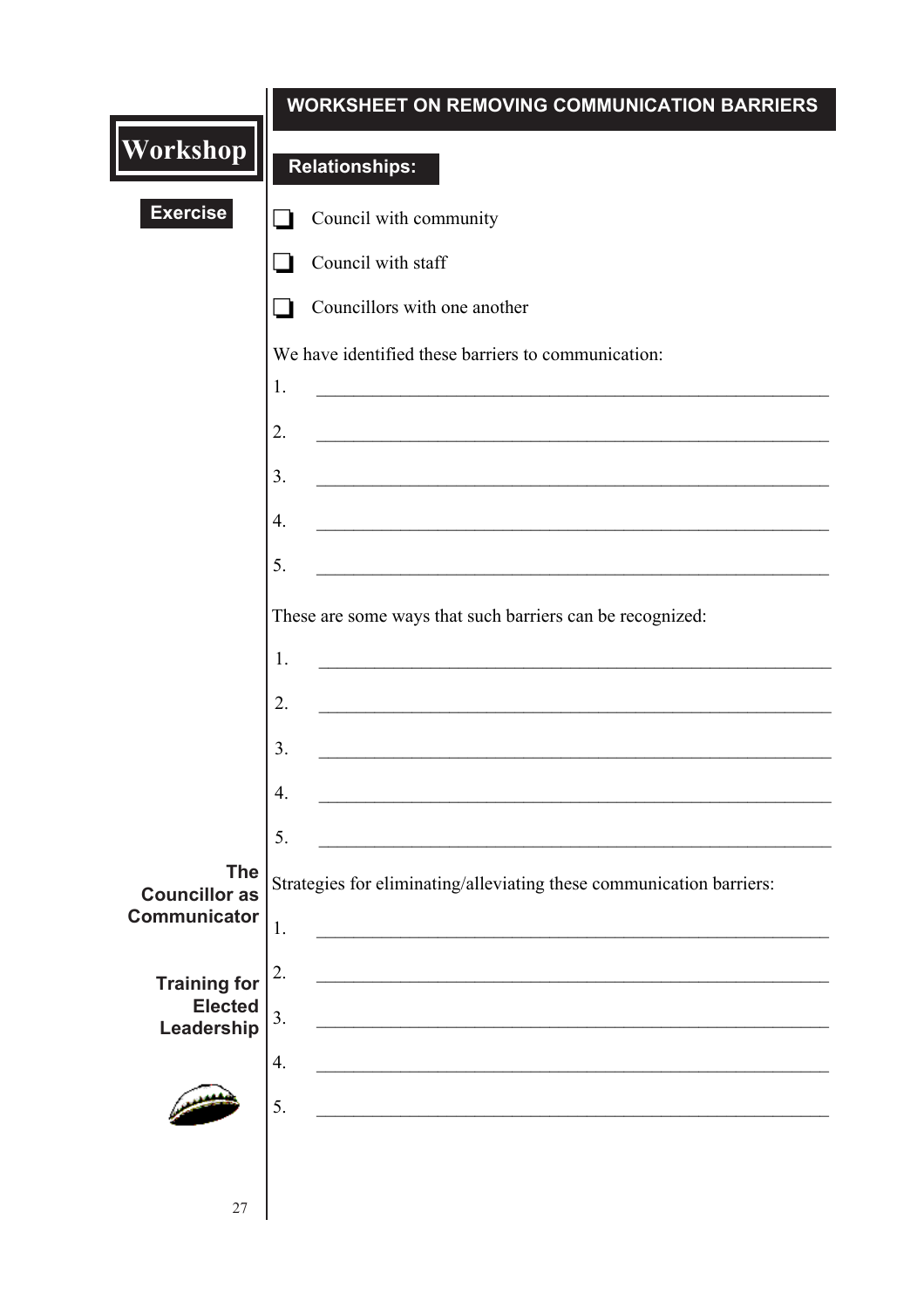## WORKSHEET ON REMOVING COMMUNICATION BARRIERS

**Workshop**

**Exercise**

### Relationships:

- ☐ Council with community
- ☐ Council with staff
- ☐ Councillors with one another

We have identified these barriers to communication:

1. ____________________________________________________________
2. ____________________________________________________________
3. ____________________________________________________________
4. ____________________________________________________________
5. ____________________________________________________________

These are some ways that such barriers can be recognized:

1. ____________________________________________________________
2. ____________________________________________________________
3. ____________________________________________________________
4. ____________________________________________________________
5. ____________________________________________________________

Strategies for eliminating/alleviating these communication barriers:

1. ____________________________________________________________
2. ____________________________________________________________
3. ____________________________________________________________
4. ____________________________________________________________
5. ____________________________________________________________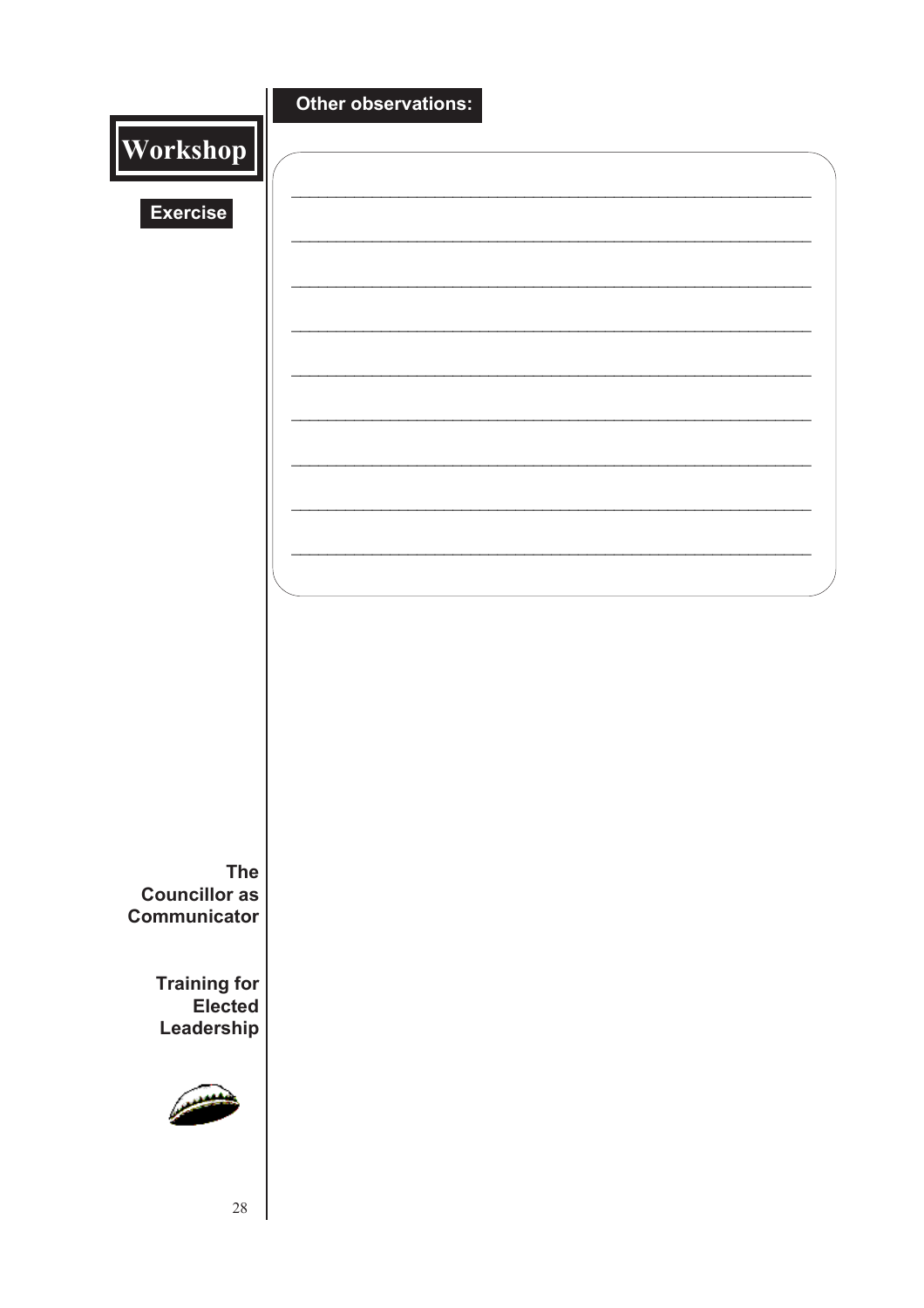**Workshop**

**Exercise**

**Other observations:**

______________________________________________________________

______________________________________________________________

______________________________________________________________

______________________________________________________________

______________________________________________________________

______________________________________________________________

______________________________________________________________

______________________________________________________________

______________________________________________________________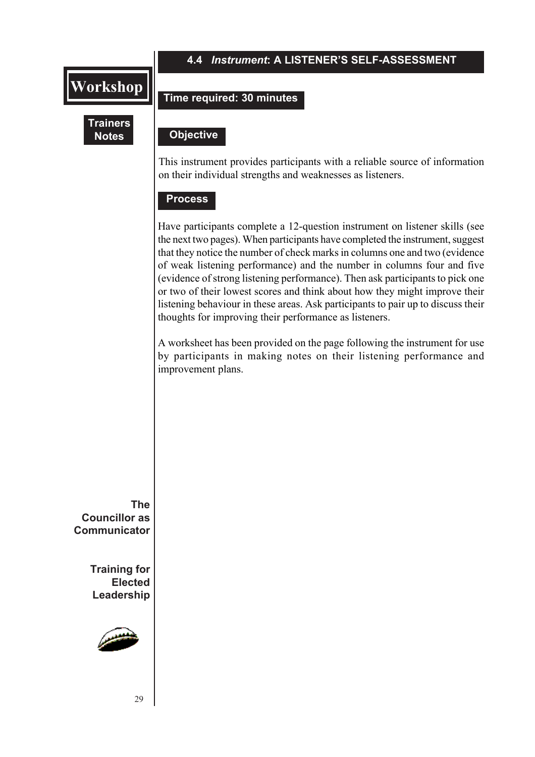## 4.4 *Instrument*: A LISTENER'S SELF-ASSESSMENT

**Time required: 30 minutes**

### Objective

This instrument provides participants with a reliable source of information on their individual strengths and weaknesses as listeners.

### Process

Have participants complete a 12-question instrument on listener skills (see the next two pages). When participants have completed the instrument, suggest that they notice the number of check marks in columns one and two (evidence of weak listening performance) and the number in columns four and five (evidence of strong listening performance). Then ask participants to pick one or two of their lowest scores and think about how they might improve their listening behaviour in these areas. Ask participants to pair up to discuss their thoughts for improving their performance as listeners.

A worksheet has been provided on the page following the instrument for use by participants in making notes on their listening performance and improvement plans.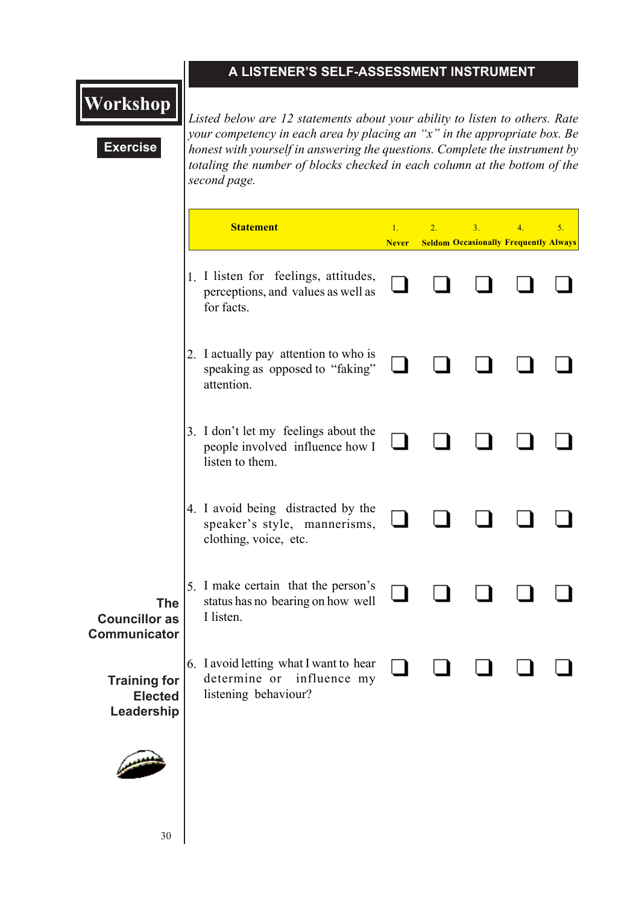Workshop

Exercise

## A LISTENER'S SELF-ASSESSMENT INSTRUMENT

*Listed below are 12 statements about your ability to listen to others. Rate your competency in each area by placing an "x" in the appropriate box. Be honest with yourself in answering the questions. Complete the instrument by totaling the number of blocks checked in each column at the bottom of the second page.*

| Statement | 1. Never | 2. Seldom | 3. Occasionally | 4. Frequently | 5. Always |
|---|---|---|---|---|---|
| 1. I listen for feelings, attitudes, perceptions, and values as well as for facts. | ❏ | ❏ | ❏ | ❏ | ❏ |
| 2. I actually pay attention to who is speaking as opposed to "faking" attention. | ❏ | ❏ | ❏ | ❏ | ❏ |
| 3. I don't let my feelings about the people involved influence how I listen to them. | ❏ | ❏ | ❏ | ❏ | ❏ |
| 4. I avoid being distracted by the speaker's style, mannerisms, clothing, voice, etc. | ❏ | ❏ | ❏ | ❏ | ❏ |
| 5. I make certain that the person's status has no bearing on how well I listen. | ❏ | ❏ | ❏ | ❏ | ❏ |
| 6. I avoid letting what I want to hear determine or influence my listening behaviour? | ❏ | ❏ | ❏ | ❏ | ❏ |

The Councillor as Communicator

Training for Elected Leadership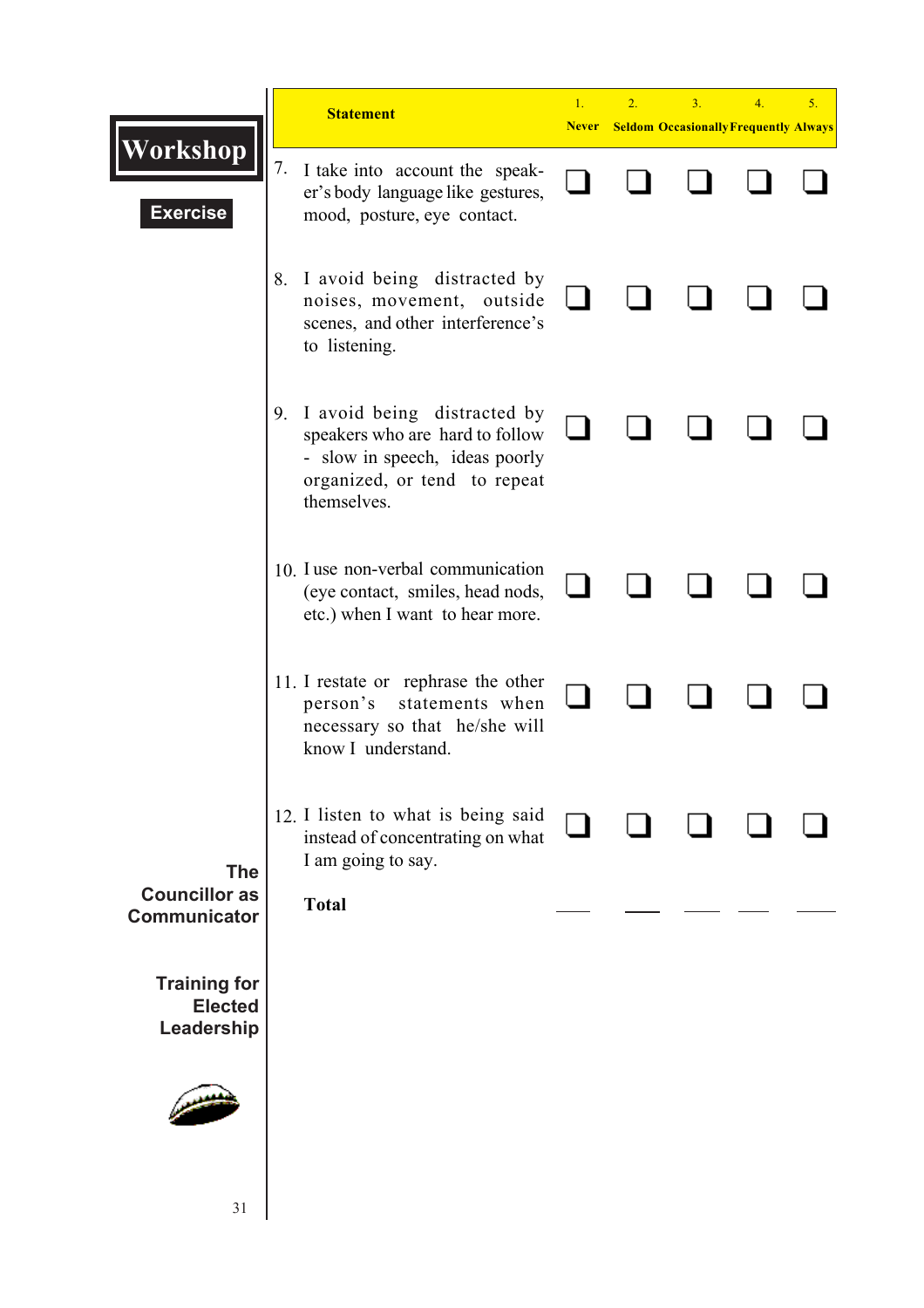**Workshop**

**Exercise**

| Statement | 1. Never | 2. Seldom | 3. Occasionally | 4. Frequently | 5. Always |
|---|---|---|---|---|---|
| 7. I take into account the speaker's body language like gestures, mood, posture, eye contact. | ❑ | ❑ | ❑ | ❑ | ❑ |
| 8. I avoid being distracted by noises, movement, outside scenes, and other interference's to listening. | ❑ | ❑ | ❑ | ❑ | ❑ |
| 9. I avoid being distracted by speakers who are hard to follow - slow in speech, ideas poorly organized, or tend to repeat themselves. | ❑ | ❑ | ❑ | ❑ | ❑ |
| 10. I use non-verbal communication (eye contact, smiles, head nods, etc.) when I want to hear more. | ❑ | ❑ | ❑ | ❑ | ❑ |
| 11. I restate or rephrase the other person's statements when necessary so that he/she will know I understand. | ❑ | ❑ | ❑ | ❑ | ❑ |
| 12. I listen to what is being said instead of concentrating on what I am going to say. | ❑ | ❑ | ❑ | ❑ | ❑ |
| **Total** | ____ | ____ | ____ | ____ | ____ |

**The Councillor as Communicator**

**Training for Elected Leadership**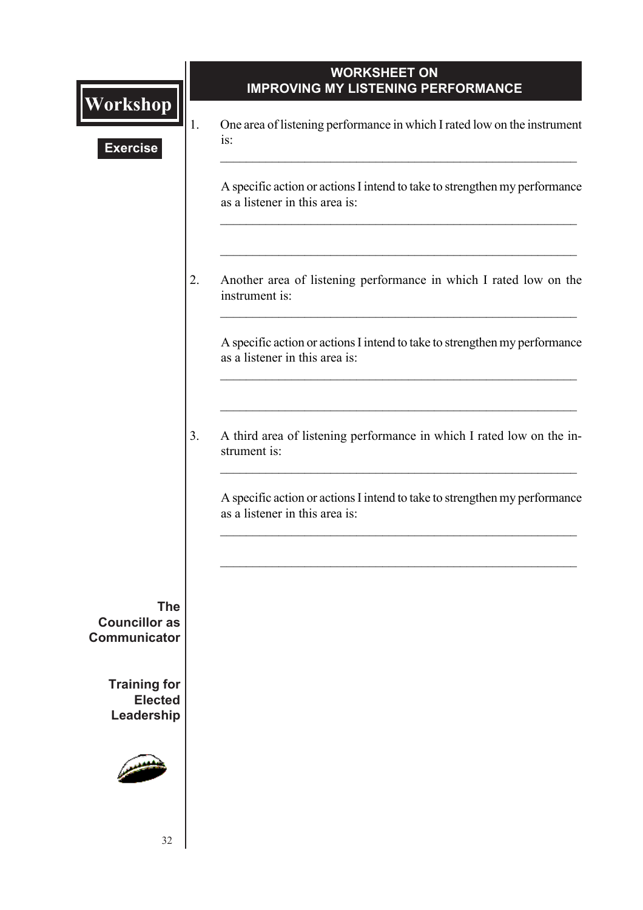## Workshop

**Exercise**

## WORKSHEET ON IMPROVING MY LISTENING PERFORMANCE

1. One area of listening performance in which I rated low on the instrument is:

   ______________________________________________________________

   A specific action or actions I intend to take to strengthen my performance as a listener in this area is:

   ______________________________________________________________

   ______________________________________________________________

2. Another area of listening performance in which I rated low on the instrument is:

   ______________________________________________________________

   A specific action or actions I intend to take to strengthen my performance as a listener in this area is:

   ______________________________________________________________

   ______________________________________________________________

3. A third area of listening performance in which I rated low on the instrument is:

   ______________________________________________________________

   A specific action or actions I intend to take to strengthen my performance as a listener in this area is:

   ______________________________________________________________

   ______________________________________________________________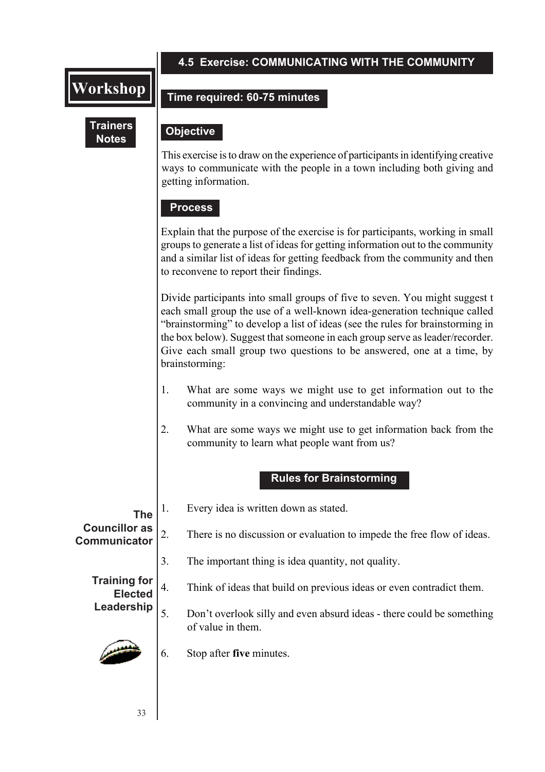## 4.5 Exercise: COMMUNICATING WITH THE COMMUNITY

**Time required: 60-75 minutes**

### Objective

This exercise is to draw on the experience of participants in identifying creative ways to communicate with the people in a town including both giving and getting information.

### Process

Explain that the purpose of the exercise is for participants, working in small groups to generate a list of ideas for getting information out to the community and a similar list of ideas for getting feedback from the community and then to reconvene to report their findings.

Divide participants into small groups of five to seven. You might suggest t each small group the use of a well-known idea-generation technique called "brainstorming" to develop a list of ideas (see the rules for brainstorming in the box below). Suggest that someone in each group serve as leader/recorder. Give each small group two questions to be answered, one at a time, by brainstorming:

1. What are some ways we might use to get information out to the community in a convincing and understandable way?

2. What are some ways we might use to get information back from the community to learn what people want from us?

### Rules for Brainstorming

1. Every idea is written down as stated.
2. There is no discussion or evaluation to impede the free flow of ideas.
3. The important thing is idea quantity, not quality.
4. Think of ideas that build on previous ideas or even contradict them.
5. Don't overlook silly and even absurd ideas - there could be something of value in them.
6. Stop after **five** minutes.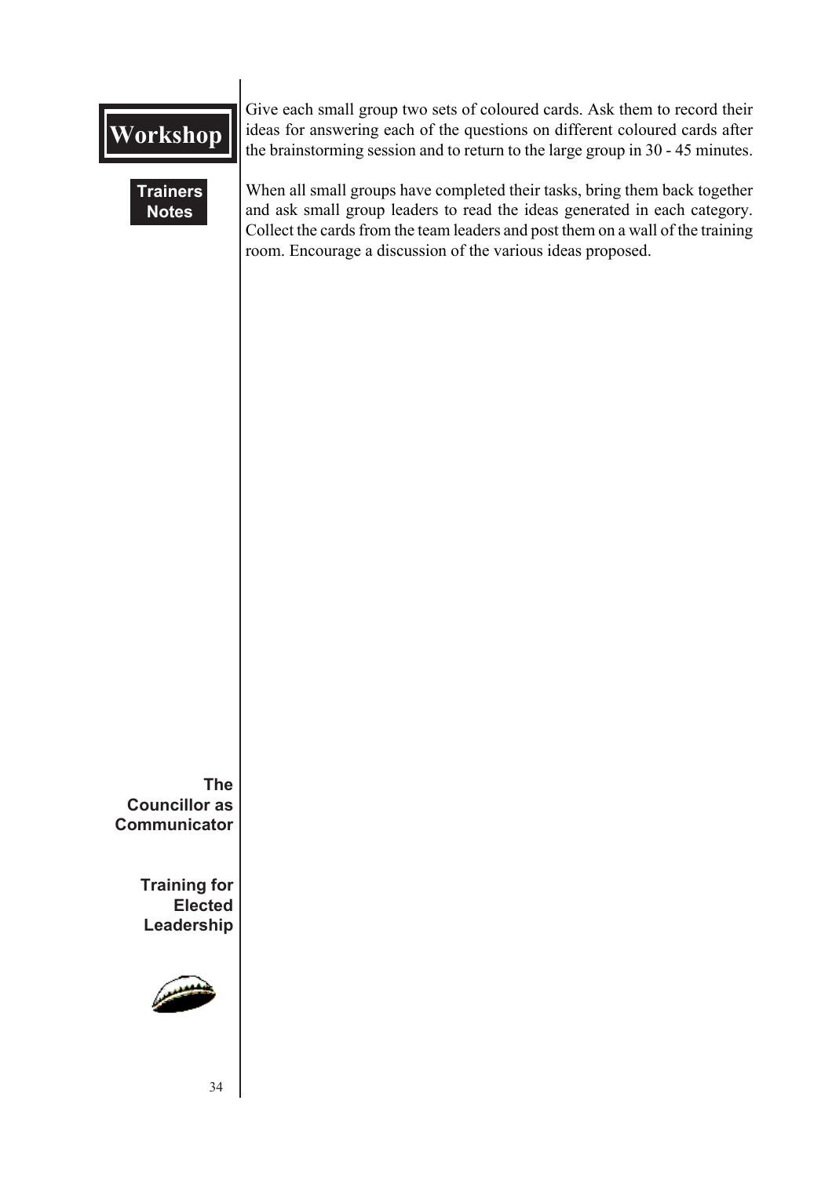# Workshop

**Trainers Notes**

Give each small group two sets of coloured cards. Ask them to record their ideas for answering each of the questions on different coloured cards after the brainstorming session and to return to the large group in 30 - 45 minutes.

When all small groups have completed their tasks, bring them back together and ask small group leaders to read the ideas generated in each category. Collect the cards from the team leaders and post them on a wall of the training room. Encourage a discussion of the various ideas proposed.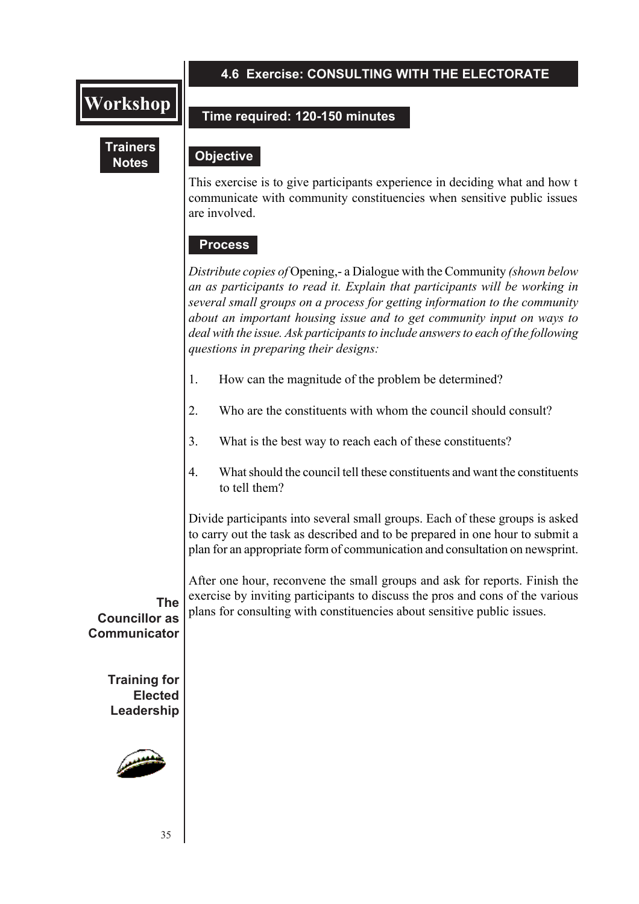## 4.6 Exercise: CONSULTING WITH THE ELECTORATE

**Workshop**

**Trainers Notes**

### Time required: 120-150 minutes

### Objective

This exercise is to give participants experience in deciding what and how t communicate with community constituencies when sensitive public issues are involved.

### Process

*Distribute copies of* Opening,- a Dialogue with the Community *(shown below an as participants to read it. Explain that participants will be working in several small groups on a process for getting information to the community about an important housing issue and to get community input on ways to deal with the issue. Ask participants to include answers to each of the following questions in preparing their designs:*

1. How can the magnitude of the problem be determined?

2. Who are the constituents with whom the council should consult?

3. What is the best way to reach each of these constituents?

4. What should the council tell these constituents and want the constituents to tell them?

Divide participants into several small groups. Each of these groups is asked to carry out the task as described and to be prepared in one hour to submit a plan for an appropriate form of communication and consultation on newsprint.

After one hour, reconvene the small groups and ask for reports. Finish the exercise by inviting participants to discuss the pros and cons of the various plans for consulting with constituencies about sensitive public issues.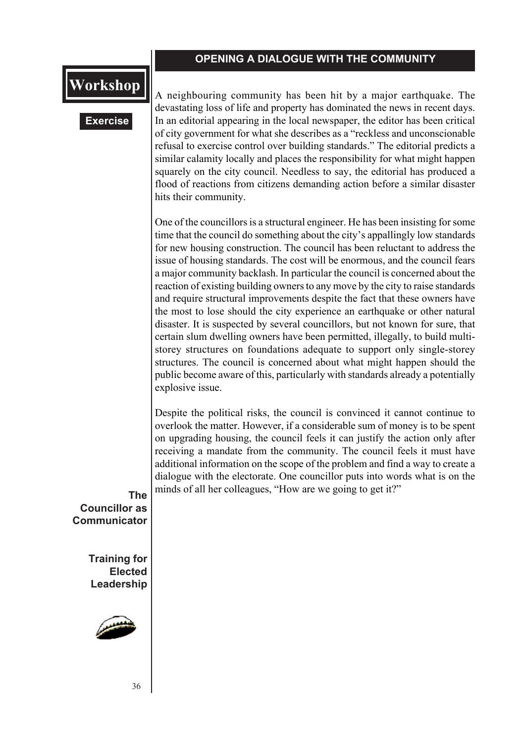## OPENING A DIALOGUE WITH THE COMMUNITY

**Workshop**

**Exercise**

A neighbouring community has been hit by a major earthquake. The devastating loss of life and property has dominated the news in recent days. In an editorial appearing in the local newspaper, the editor has been critical of city government for what she describes as a "reckless and unconscionable refusal to exercise control over building standards." The editorial predicts a similar calamity locally and places the responsibility for what might happen squarely on the city council. Needless to say, the editorial has produced a flood of reactions from citizens demanding action before a similar disaster hits their community.

One of the councillors is a structural engineer. He has been insisting for some time that the council do something about the city's appallingly low standards for new housing construction. The council has been reluctant to address the issue of housing standards. The cost will be enormous, and the council fears a major community backlash. In particular the council is concerned about the reaction of existing building owners to any move by the city to raise standards and require structural improvements despite the fact that these owners have the most to lose should the city experience an earthquake or other natural disaster. It is suspected by several councillors, but not known for sure, that certain slum dwelling owners have been permitted, illegally, to build multi-storey structures on foundations adequate to support only single-storey structures. The council is concerned about what might happen should the public become aware of this, particularly with standards already a potentially explosive issue.

Despite the political risks, the council is convinced it cannot continue to overlook the matter. However, if a considerable sum of money is to be spent on upgrading housing, the council feels it can justify the action only after receiving a mandate from the community. The council feels it must have additional information on the scope of the problem and find a way to create a dialogue with the electorate. One councillor puts into words what is on the minds of all her colleagues, "How are we going to get it?"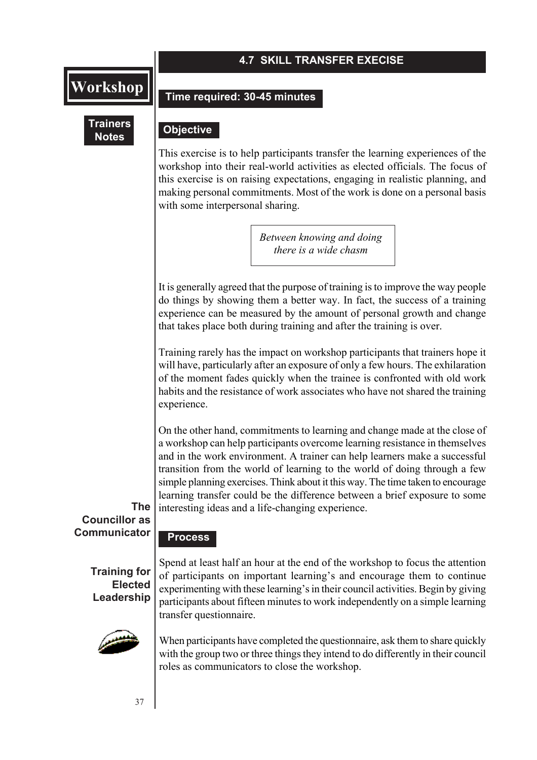## 4.7 SKILL TRANSFER EXECISE

**Time required: 30-45 minutes**

### Objective

This exercise is to help participants transfer the learning experiences of the workshop into their real-world activities as elected officials. The focus of this exercise is on raising expectations, engaging in realistic planning, and making personal commitments. Most of the work is done on a personal basis with some interpersonal sharing.

> *Between knowing and doing there is a wide chasm*

It is generally agreed that the purpose of training is to improve the way people do things by showing them a better way. In fact, the success of a training experience can be measured by the amount of personal growth and change that takes place both during training and after the training is over.

Training rarely has the impact on workshop participants that trainers hope it will have, particularly after an exposure of only a few hours. The exhilaration of the moment fades quickly when the trainee is confronted with old work habits and the resistance of work associates who have not shared the training experience.

On the other hand, commitments to learning and change made at the close of a workshop can help participants overcome learning resistance in themselves and in the work environment. A trainer can help learners make a successful transition from the world of learning to the world of doing through a few simple planning exercises. Think about it this way. The time taken to encourage learning transfer could be the difference between a brief exposure to some interesting ideas and a life-changing experience.

### Process

Spend at least half an hour at the end of the workshop to focus the attention of participants on important learning's and encourage them to continue experimenting with these learning's in their council activities. Begin by giving participants about fifteen minutes to work independently on a simple learning transfer questionnaire.

When participants have completed the questionnaire, ask them to share quickly with the group two or three things they intend to do differently in their council roles as communicators to close the workshop.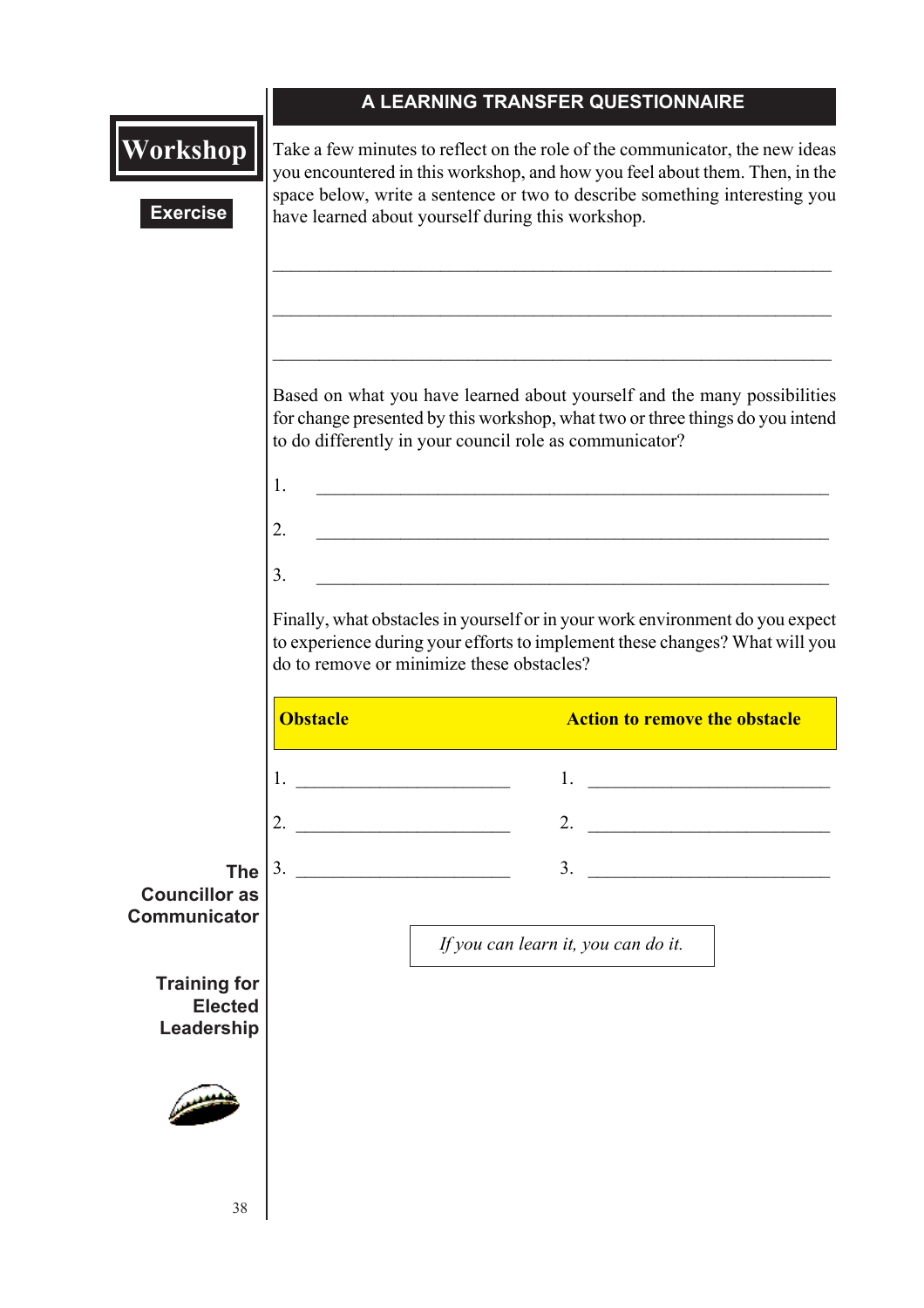**Workshop**

**Exercise**

## A LEARNING TRANSFER QUESTIONNAIRE

Take a few minutes to reflect on the role of the communicator, the new ideas you encountered in this workshop, and how you feel about them. Then, in the space below, write a sentence or two to describe something interesting you have learned about yourself during this workshop.

\_\_\_\_\_\_\_\_\_\_\_\_\_\_\_\_\_\_\_\_\_\_\_\_\_\_\_\_\_\_\_\_\_\_\_\_\_\_\_\_\_\_\_\_\_\_\_\_\_\_\_\_\_\_\_\_\_\_\_\_

\_\_\_\_\_\_\_\_\_\_\_\_\_\_\_\_\_\_\_\_\_\_\_\_\_\_\_\_\_\_\_\_\_\_\_\_\_\_\_\_\_\_\_\_\_\_\_\_\_\_\_\_\_\_\_\_\_\_\_\_

\_\_\_\_\_\_\_\_\_\_\_\_\_\_\_\_\_\_\_\_\_\_\_\_\_\_\_\_\_\_\_\_\_\_\_\_\_\_\_\_\_\_\_\_\_\_\_\_\_\_\_\_\_\_\_\_\_\_\_\_

Based on what you have learned about yourself and the many possibilities for change presented by this workshop, what two or three things do you intend to do differently in your council role as communicator?

1. \_\_\_\_\_\_\_\_\_\_\_\_\_\_\_\_\_\_\_\_\_\_\_\_\_\_\_\_\_\_\_\_\_\_\_\_\_\_\_\_\_\_\_\_\_\_\_\_\_\_\_\_\_\_\_\_
2. \_\_\_\_\_\_\_\_\_\_\_\_\_\_\_\_\_\_\_\_\_\_\_\_\_\_\_\_\_\_\_\_\_\_\_\_\_\_\_\_\_\_\_\_\_\_\_\_\_\_\_\_\_\_\_\_
3. \_\_\_\_\_\_\_\_\_\_\_\_\_\_\_\_\_\_\_\_\_\_\_\_\_\_\_\_\_\_\_\_\_\_\_\_\_\_\_\_\_\_\_\_\_\_\_\_\_\_\_\_\_\_\_\_

Finally, what obstacles in yourself or in your work environment do you expect to experience during your efforts to implement these changes? What will you do to remove or minimize these obstacles?

| **Obstacle** | **Action to remove the obstacle** |
|---|---|
| 1. \_\_\_\_\_\_\_\_\_\_\_\_\_\_\_\_\_\_\_\_\_\_ | 1. \_\_\_\_\_\_\_\_\_\_\_\_\_\_\_\_\_\_\_\_\_\_\_\_\_\_ |
| 2. \_\_\_\_\_\_\_\_\_\_\_\_\_\_\_\_\_\_\_\_\_\_ | 2. \_\_\_\_\_\_\_\_\_\_\_\_\_\_\_\_\_\_\_\_\_\_\_\_\_\_ |
| 3. \_\_\_\_\_\_\_\_\_\_\_\_\_\_\_\_\_\_\_\_\_\_ | 3. \_\_\_\_\_\_\_\_\_\_\_\_\_\_\_\_\_\_\_\_\_\_\_\_\_\_ |

*If you can learn it, you can do it.*

**The Councillor as Communicator**

**Training for Elected Leadership**